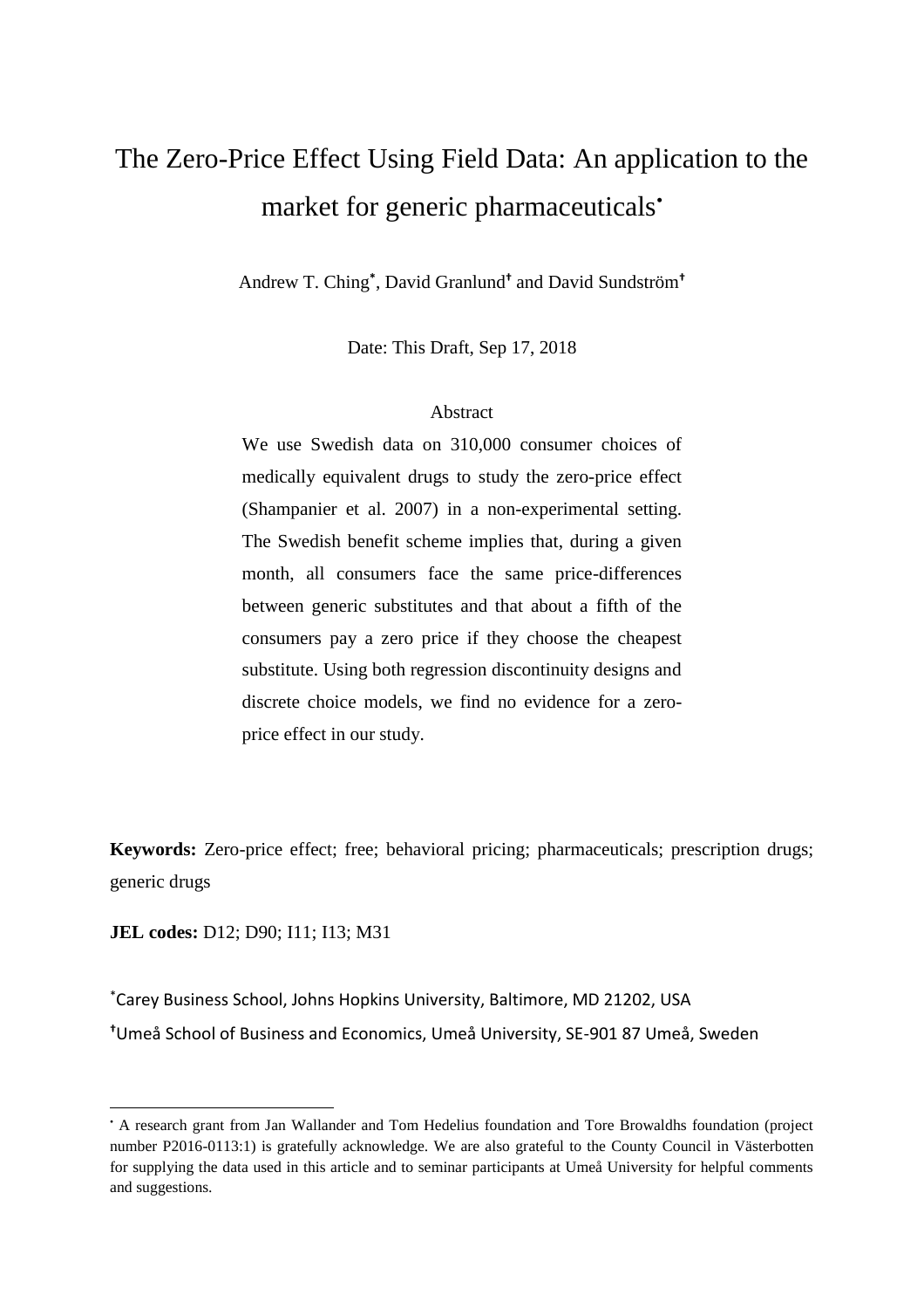# The Zero-Price Effect Using Field Data: An application to the market for generic pharmaceuticals[•]

Andrew T. Ching[*], David Granlund[†] and David Sundström[†]

Date: This Draft, Sep 17, 2018

## Abstract

We use Swedish data on 310,000 consumer choices of medically equivalent drugs to study the zero-price effect (Shampanier et al. 2007) in a non-experimental setting. The Swedish benefit scheme implies that, during a given month, all consumers face the same price-differences between generic substitutes and that about a fifth of the consumers pay a zero price if they choose the cheapest substitute. Using both regression discontinuity designs and discrete choice models, we find no evidence for a zero-price effect in our study.

**Keywords:** Zero-price effect; free; behavioral pricing; pharmaceuticals; prescription drugs; generic drugs

**JEL codes:** D12; D90; I11; I13; M31

[*]Carey Business School, Johns Hopkins University, Baltimore, MD 21202, USA

[†]Umeå School of Business and Economics, Umeå University, SE-901 87 Umeå, Sweden

---

[•] A research grant from Jan Wallander and Tom Hedelius foundation and Tore Browaldhs foundation (project number P2016-0113:1) is gratefully acknowledge. We are also grateful to the County Council in Västerbotten for supplying the data used in this article and to seminar participants at Umeå University for helpful comments and suggestions.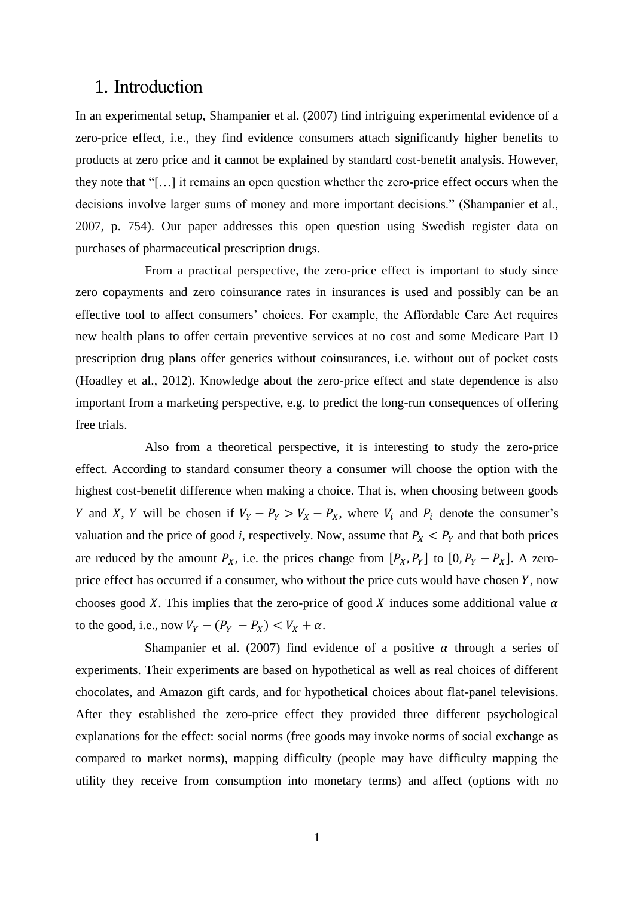# 1. Introduction

In an experimental setup, Shampanier et al. (2007) find intriguing experimental evidence of a zero-price effect, i.e., they find evidence consumers attach significantly higher benefits to products at zero price and it cannot be explained by standard cost-benefit analysis. However, they note that "[…] it remains an open question whether the zero-price effect occurs when the decisions involve larger sums of money and more important decisions." (Shampanier et al., 2007, p. 754). Our paper addresses this open question using Swedish register data on purchases of pharmaceutical prescription drugs.

From a practical perspective, the zero-price effect is important to study since zero copayments and zero coinsurance rates in insurances is used and possibly can be an effective tool to affect consumers' choices. For example, the Affordable Care Act requires new health plans to offer certain preventive services at no cost and some Medicare Part D prescription drug plans offer generics without coinsurances, i.e. without out of pocket costs (Hoadley et al., 2012). Knowledge about the zero-price effect and state dependence is also important from a marketing perspective, e.g. to predict the long-run consequences of offering free trials.

Also from a theoretical perspective, it is interesting to study the zero-price effect. According to standard consumer theory a consumer will choose the option with the highest cost-benefit difference when making a choice. That is, when choosing between goods $Y$ and $X$, $Y$ will be chosen if $V_Y - P_Y > V_X - P_X$, where $V_i$ and $P_i$ denote the consumer's valuation and the price of good *i*, respectively. Now, assume that $P_X < P_Y$ and that both prices are reduced by the amount $P_X$, i.e. the prices change from $[P_X, P_Y]$ to $[0, P_Y - P_X]$. A zero-price effect has occurred if a consumer, who without the price cuts would have chosen $Y$, now chooses good $X$. This implies that the zero-price of good $X$ induces some additional value $\alpha$ to the good, i.e., now $V_Y - (P_Y - P_X) < V_X + \alpha$.

Shampanier et al. (2007) find evidence of a positive $\alpha$ through a series of experiments. Their experiments are based on hypothetical as well as real choices of different chocolates, and Amazon gift cards, and for hypothetical choices about flat-panel televisions. After they established the zero-price effect they provided three different psychological explanations for the effect: social norms (free goods may invoke norms of social exchange as compared to market norms), mapping difficulty (people may have difficulty mapping the utility they receive from consumption into monetary terms) and affect (options with no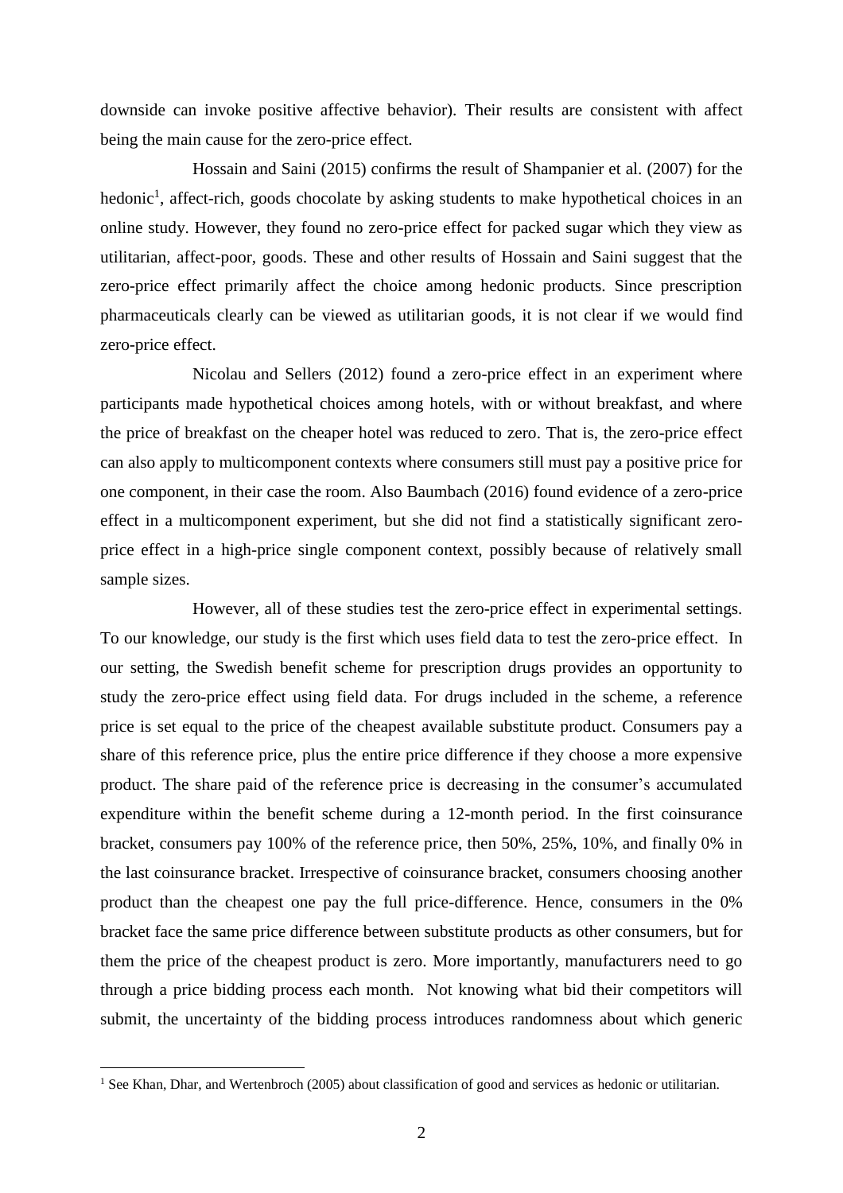downside can invoke positive affective behavior). Their results are consistent with affect being the main cause for the zero-price effect.

Hossain and Saini (2015) confirms the result of Shampanier et al. (2007) for the hedonic[1], affect-rich, goods chocolate by asking students to make hypothetical choices in an online study. However, they found no zero-price effect for packed sugar which they view as utilitarian, affect-poor, goods. These and other results of Hossain and Saini suggest that the zero-price effect primarily affect the choice among hedonic products. Since prescription pharmaceuticals clearly can be viewed as utilitarian goods, it is not clear if we would find zero-price effect.

Nicolau and Sellers (2012) found a zero-price effect in an experiment where participants made hypothetical choices among hotels, with or without breakfast, and where the price of breakfast on the cheaper hotel was reduced to zero. That is, the zero-price effect can also apply to multicomponent contexts where consumers still must pay a positive price for one component, in their case the room. Also Baumbach (2016) found evidence of a zero-price effect in a multicomponent experiment, but she did not find a statistically significant zero-price effect in a high-price single component context, possibly because of relatively small sample sizes.

However, all of these studies test the zero-price effect in experimental settings. To our knowledge, our study is the first which uses field data to test the zero-price effect. In our setting, the Swedish benefit scheme for prescription drugs provides an opportunity to study the zero-price effect using field data. For drugs included in the scheme, a reference price is set equal to the price of the cheapest available substitute product. Consumers pay a share of this reference price, plus the entire price difference if they choose a more expensive product. The share paid of the reference price is decreasing in the consumer's accumulated expenditure within the benefit scheme during a 12-month period. In the first coinsurance bracket, consumers pay 100% of the reference price, then 50%, 25%, 10%, and finally 0% in the last coinsurance bracket. Irrespective of coinsurance bracket, consumers choosing another product than the cheapest one pay the full price-difference. Hence, consumers in the 0% bracket face the same price difference between substitute products as other consumers, but for them the price of the cheapest product is zero. More importantly, manufacturers need to go through a price bidding process each month. Not knowing what bid their competitors will submit, the uncertainty of the bidding process introduces randomness about which generic

[1] See Khan, Dhar, and Wertenbroch (2005) about classification of good and services as hedonic or utilitarian.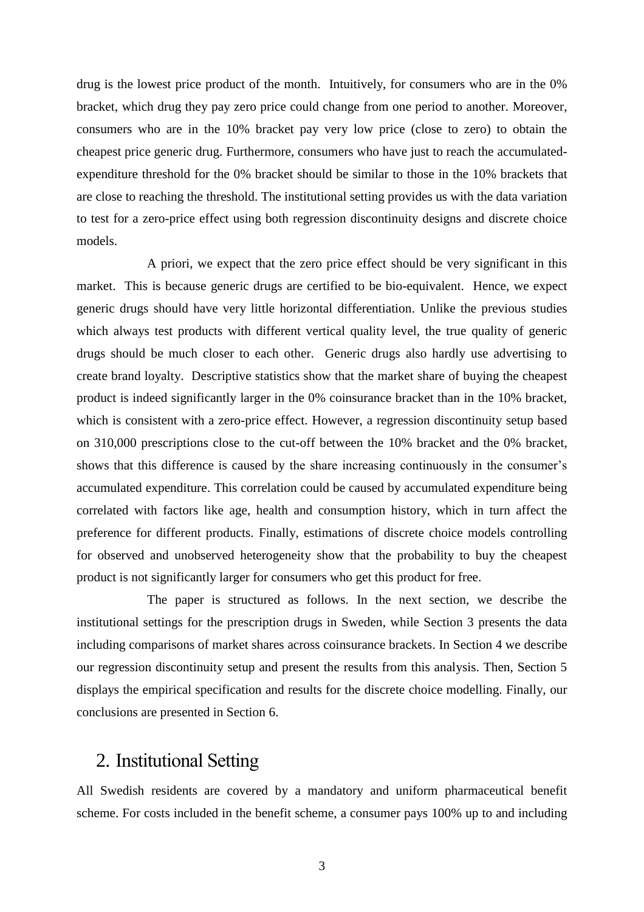drug is the lowest price product of the month. Intuitively, for consumers who are in the 0% bracket, which drug they pay zero price could change from one period to another. Moreover, consumers who are in the 10% bracket pay very low price (close to zero) to obtain the cheapest price generic drug. Furthermore, consumers who have just to reach the accumulated-expenditure threshold for the 0% bracket should be similar to those in the 10% brackets that are close to reaching the threshold. The institutional setting provides us with the data variation to test for a zero-price effect using both regression discontinuity designs and discrete choice models.

A priori, we expect that the zero price effect should be very significant in this market. This is because generic drugs are certified to be bio-equivalent. Hence, we expect generic drugs should have very little horizontal differentiation. Unlike the previous studies which always test products with different vertical quality level, the true quality of generic drugs should be much closer to each other. Generic drugs also hardly use advertising to create brand loyalty. Descriptive statistics show that the market share of buying the cheapest product is indeed significantly larger in the 0% coinsurance bracket than in the 10% bracket, which is consistent with a zero-price effect. However, a regression discontinuity setup based on 310,000 prescriptions close to the cut-off between the 10% bracket and the 0% bracket, shows that this difference is caused by the share increasing continuously in the consumer's accumulated expenditure. This correlation could be caused by accumulated expenditure being correlated with factors like age, health and consumption history, which in turn affect the preference for different products. Finally, estimations of discrete choice models controlling for observed and unobserved heterogeneity show that the probability to buy the cheapest product is not significantly larger for consumers who get this product for free.

The paper is structured as follows. In the next section, we describe the institutional settings for the prescription drugs in Sweden, while Section 3 presents the data including comparisons of market shares across coinsurance brackets. In Section 4 we describe our regression discontinuity setup and present the results from this analysis. Then, Section 5 displays the empirical specification and results for the discrete choice modelling. Finally, our conclusions are presented in Section 6.

## 2. Institutional Setting

All Swedish residents are covered by a mandatory and uniform pharmaceutical benefit scheme. For costs included in the benefit scheme, a consumer pays 100% up to and including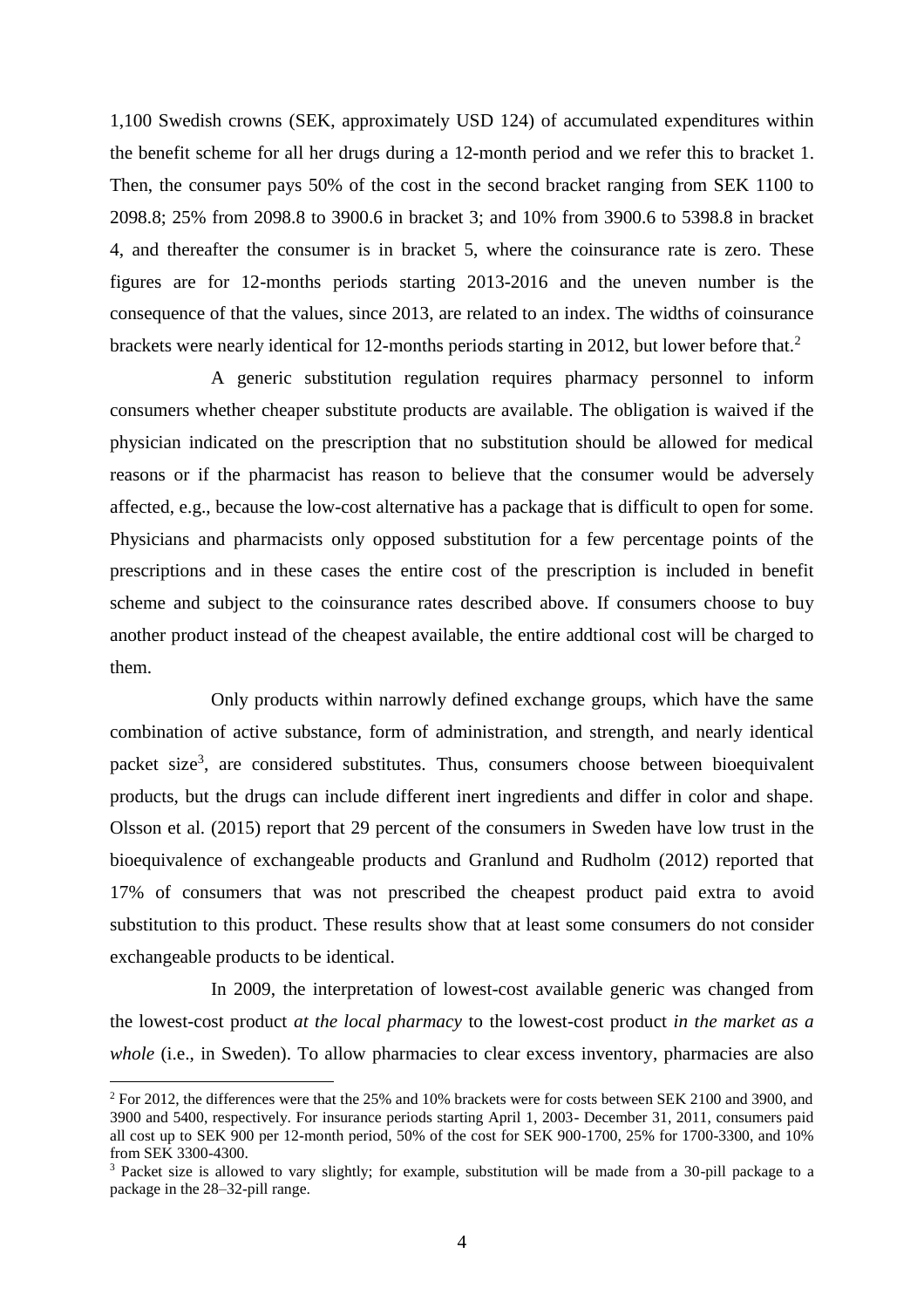1,100 Swedish crowns (SEK, approximately USD 124) of accumulated expenditures within the benefit scheme for all her drugs during a 12-month period and we refer this to bracket 1. Then, the consumer pays 50% of the cost in the second bracket ranging from SEK 1100 to 2098.8; 25% from 2098.8 to 3900.6 in bracket 3; and 10% from 3900.6 to 5398.8 in bracket 4, and thereafter the consumer is in bracket 5, where the coinsurance rate is zero. These figures are for 12-months periods starting 2013-2016 and the uneven number is the consequence of that the values, since 2013, are related to an index. The widths of coinsurance brackets were nearly identical for 12-months periods starting in 2012, but lower before that.[2]

A generic substitution regulation requires pharmacy personnel to inform consumers whether cheaper substitute products are available. The obligation is waived if the physician indicated on the prescription that no substitution should be allowed for medical reasons or if the pharmacist has reason to believe that the consumer would be adversely affected, e.g., because the low-cost alternative has a package that is difficult to open for some. Physicians and pharmacists only opposed substitution for a few percentage points of the prescriptions and in these cases the entire cost of the prescription is included in benefit scheme and subject to the coinsurance rates described above. If consumers choose to buy another product instead of the cheapest available, the entire addtional cost will be charged to them.

Only products within narrowly defined exchange groups, which have the same combination of active substance, form of administration, and strength, and nearly identical packet size[3], are considered substitutes. Thus, consumers choose between bioequivalent products, but the drugs can include different inert ingredients and differ in color and shape. Olsson et al. (2015) report that 29 percent of the consumers in Sweden have low trust in the bioequivalence of exchangeable products and Granlund and Rudholm (2012) reported that 17% of consumers that was not prescribed the cheapest product paid extra to avoid substitution to this product. These results show that at least some consumers do not consider exchangeable products to be identical.

In 2009, the interpretation of lowest-cost available generic was changed from the lowest-cost product *at the local pharmacy* to the lowest-cost product *in the market as a whole* (i.e., in Sweden). To allow pharmacies to clear excess inventory, pharmacies are also

[2] For 2012, the differences were that the 25% and 10% brackets were for costs between SEK 2100 and 3900, and 3900 and 5400, respectively. For insurance periods starting April 1, 2003- December 31, 2011, consumers paid all cost up to SEK 900 per 12-month period, 50% of the cost for SEK 900-1700, 25% for 1700-3300, and 10% from SEK 3300-4300.

[3] Packet size is allowed to vary slightly; for example, substitution will be made from a 30-pill package to a package in the 28–32-pill range.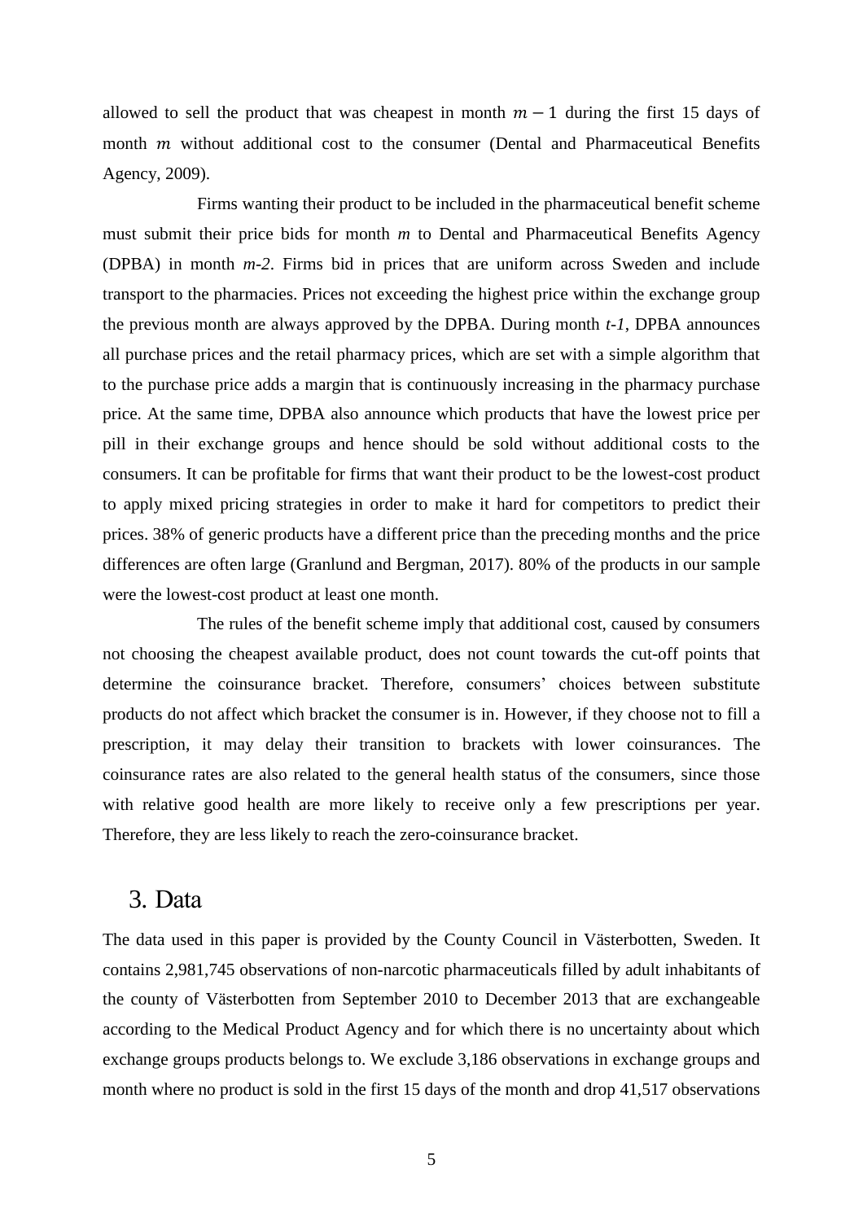allowed to sell the product that was cheapest in month $m - 1$ during the first 15 days of month $m$ without additional cost to the consumer (Dental and Pharmaceutical Benefits Agency, 2009).

Firms wanting their product to be included in the pharmaceutical benefit scheme must submit their price bids for month *m* to Dental and Pharmaceutical Benefits Agency (DPBA) in month *m-2*. Firms bid in prices that are uniform across Sweden and include transport to the pharmacies. Prices not exceeding the highest price within the exchange group the previous month are always approved by the DPBA. During month *t-1*, DPBA announces all purchase prices and the retail pharmacy prices, which are set with a simple algorithm that to the purchase price adds a margin that is continuously increasing in the pharmacy purchase price. At the same time, DPBA also announce which products that have the lowest price per pill in their exchange groups and hence should be sold without additional costs to the consumers. It can be profitable for firms that want their product to be the lowest-cost product to apply mixed pricing strategies in order to make it hard for competitors to predict their prices. 38% of generic products have a different price than the preceding months and the price differences are often large (Granlund and Bergman, 2017). 80% of the products in our sample were the lowest-cost product at least one month.

The rules of the benefit scheme imply that additional cost, caused by consumers not choosing the cheapest available product, does not count towards the cut-off points that determine the coinsurance bracket. Therefore, consumers' choices between substitute products do not affect which bracket the consumer is in. However, if they choose not to fill a prescription, it may delay their transition to brackets with lower coinsurances. The coinsurance rates are also related to the general health status of the consumers, since those with relative good health are more likely to receive only a few prescriptions per year. Therefore, they are less likely to reach the zero-coinsurance bracket.

# 3. Data

The data used in this paper is provided by the County Council in Västerbotten, Sweden. It contains 2,981,745 observations of non-narcotic pharmaceuticals filled by adult inhabitants of the county of Västerbotten from September 2010 to December 2013 that are exchangeable according to the Medical Product Agency and for which there is no uncertainty about which exchange groups products belongs to. We exclude 3,186 observations in exchange groups and month where no product is sold in the first 15 days of the month and drop 41,517 observations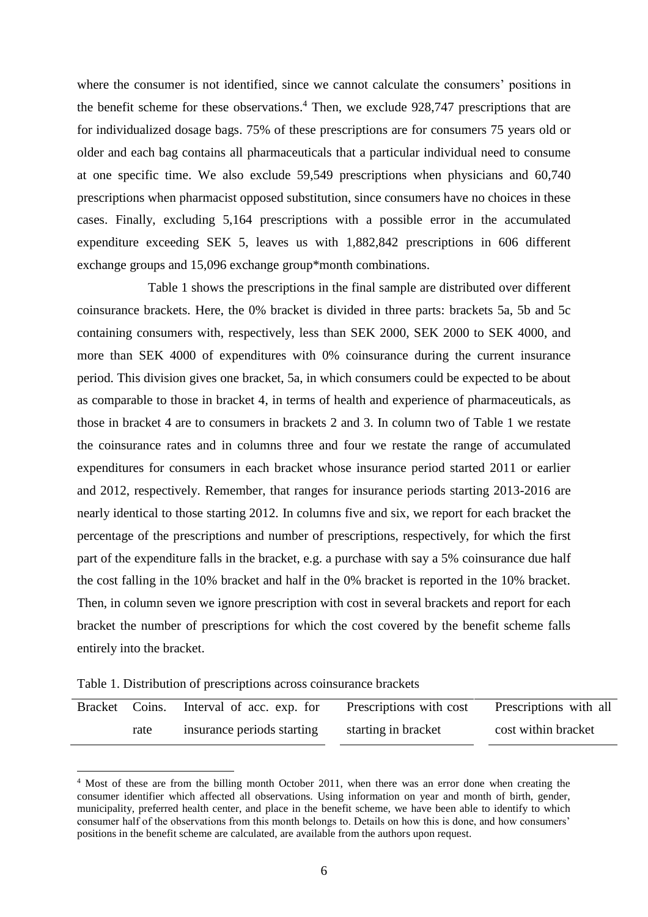where the consumer is not identified, since we cannot calculate the consumers' positions in the benefit scheme for these observations.[4] Then, we exclude 928,747 prescriptions that are for individualized dosage bags. 75% of these prescriptions are for consumers 75 years old or older and each bag contains all pharmaceuticals that a particular individual need to consume at one specific time. We also exclude 59,549 prescriptions when physicians and 60,740 prescriptions when pharmacist opposed substitution, since consumers have no choices in these cases. Finally, excluding 5,164 prescriptions with a possible error in the accumulated expenditure exceeding SEK 5, leaves us with 1,882,842 prescriptions in 606 different exchange groups and 15,096 exchange group*month combinations.

Table 1 shows the prescriptions in the final sample are distributed over different coinsurance brackets. Here, the 0% bracket is divided in three parts: brackets 5a, 5b and 5c containing consumers with, respectively, less than SEK 2000, SEK 2000 to SEK 4000, and more than SEK 4000 of expenditures with 0% coinsurance during the current insurance period. This division gives one bracket, 5a, in which consumers could be expected to be about as comparable to those in bracket 4, in terms of health and experience of pharmaceuticals, as those in bracket 4 are to consumers in brackets 2 and 3. In column two of Table 1 we restate the coinsurance rates and in columns three and four we restate the range of accumulated expenditures for consumers in each bracket whose insurance period started 2011 or earlier and 2012, respectively. Remember, that ranges for insurance periods starting 2013-2016 are nearly identical to those starting 2012. In columns five and six, we report for each bracket the percentage of the prescriptions and number of prescriptions, respectively, for which the first part of the expenditure falls in the bracket, e.g. a purchase with say a 5% coinsurance due half the cost falling in the 10% bracket and half in the 0% bracket is reported in the 10% bracket. Then, in column seven we ignore prescription with cost in several brackets and report for each bracket the number of prescriptions for which the cost covered by the benefit scheme falls entirely into the bracket.

Table 1. Distribution of prescriptions across coinsurance brackets

| Bracket | Coins. rate | Interval of acc. exp. for insurance periods starting | Prescriptions with cost starting in bracket | Prescriptions with all cost within bracket |
|---|---|---|---|---|

[4] Most of these are from the billing month October 2011, when there was an error done when creating the consumer identifier which affected all observations. Using information on year and month of birth, gender, municipality, preferred health center, and place in the benefit scheme, we have been able to identify to which consumer half of the observations from this month belongs to. Details on how this is done, and how consumers' positions in the benefit scheme are calculated, are available from the authors upon request.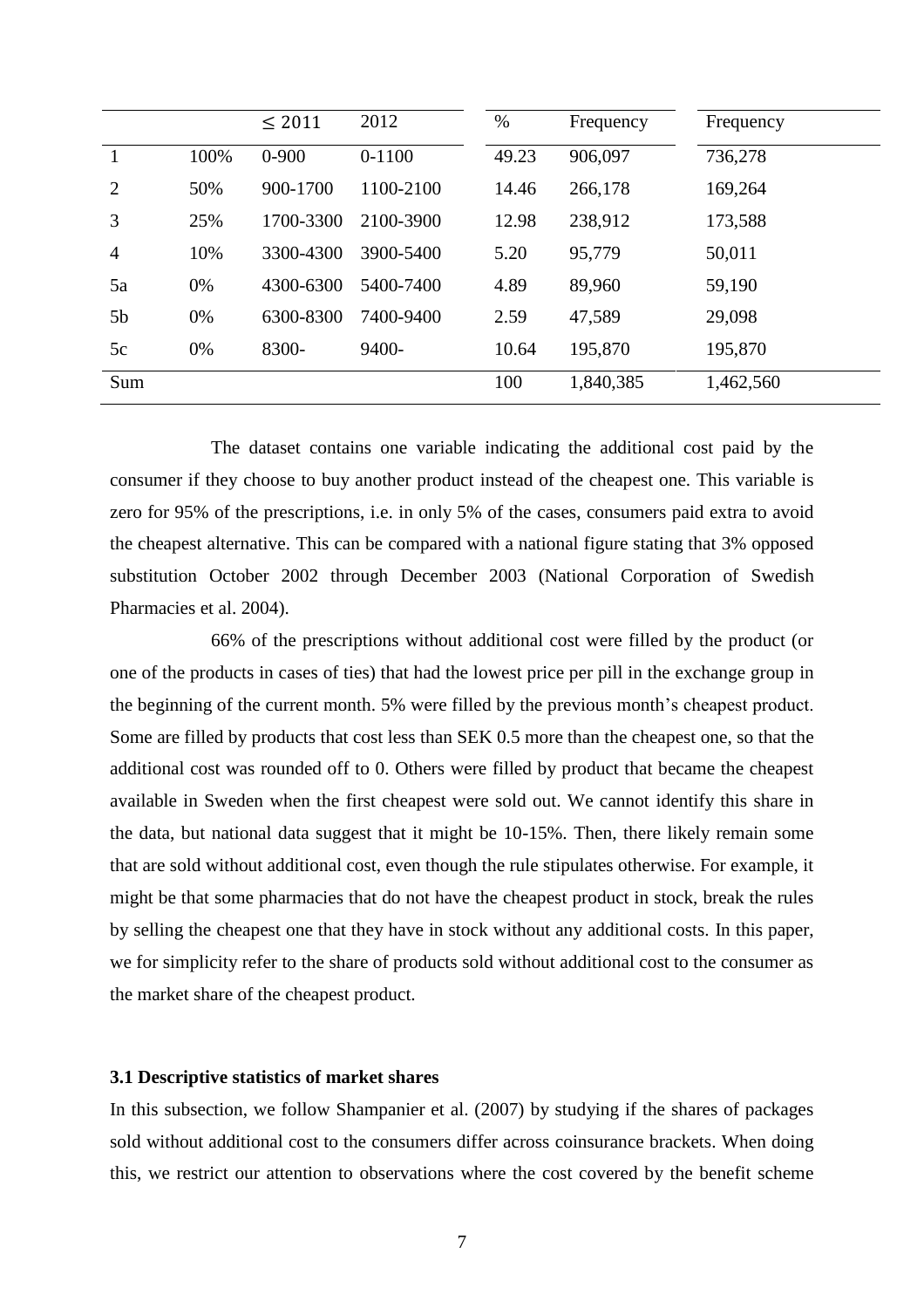| | | $\leq 2011$ | 2012 | % | Frequency | Frequency |
|---|---|---|---|---|---|---|
| 1 | 100% | 0-900 | 0-1100 | 49.23 | 906,097 | 736,278 |
| 2 | 50% | 900-1700 | 1100-2100 | 14.46 | 266,178 | 169,264 |
| 3 | 25% | 1700-3300 | 2100-3900 | 12.98 | 238,912 | 173,588 |
| 4 | 10% | 3300-4300 | 3900-5400 | 5.20 | 95,779 | 50,011 |
| 5a | 0% | 4300-6300 | 5400-7400 | 4.89 | 89,960 | 59,190 |
| 5b | 0% | 6300-8300 | 7400-9400 | 2.59 | 47,589 | 29,098 |
| 5c | 0% | 8300- | 9400- | 10.64 | 195,870 | 195,870 |
| Sum | | | | 100 | 1,840,385 | 1,462,560 |

The dataset contains one variable indicating the additional cost paid by the consumer if they choose to buy another product instead of the cheapest one. This variable is zero for 95% of the prescriptions, i.e. in only 5% of the cases, consumers paid extra to avoid the cheapest alternative. This can be compared with a national figure stating that 3% opposed substitution October 2002 through December 2003 (National Corporation of Swedish Pharmacies et al. 2004).

66% of the prescriptions without additional cost were filled by the product (or one of the products in cases of ties) that had the lowest price per pill in the exchange group in the beginning of the current month. 5% were filled by the previous month's cheapest product. Some are filled by products that cost less than SEK 0.5 more than the cheapest one, so that the additional cost was rounded off to 0. Others were filled by product that became the cheapest available in Sweden when the first cheapest were sold out. We cannot identify this share in the data, but national data suggest that it might be 10-15%. Then, there likely remain some that are sold without additional cost, even though the rule stipulates otherwise. For example, it might be that some pharmacies that do not have the cheapest product in stock, break the rules by selling the cheapest one that they have in stock without any additional costs. In this paper, we for simplicity refer to the share of products sold without additional cost to the consumer as the market share of the cheapest product.

### 3.1 Descriptive statistics of market shares

In this subsection, we follow Shampanier et al. (2007) by studying if the shares of packages sold without additional cost to the consumers differ across coinsurance brackets. When doing this, we restrict our attention to observations where the cost covered by the benefit scheme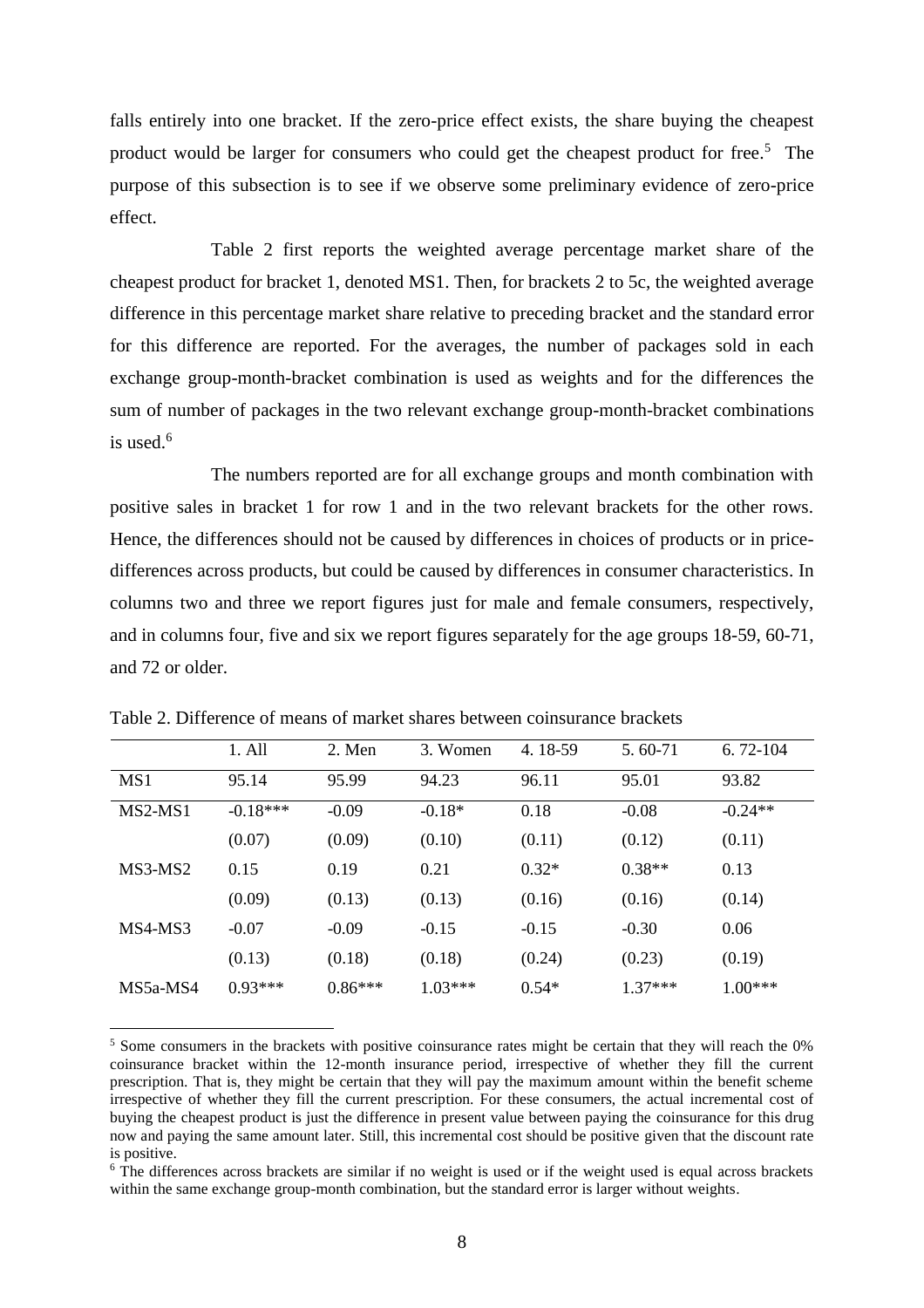falls entirely into one bracket. If the zero-price effect exists, the share buying the cheapest product would be larger for consumers who could get the cheapest product for free.[5] The purpose of this subsection is to see if we observe some preliminary evidence of zero-price effect.

Table 2 first reports the weighted average percentage market share of the cheapest product for bracket 1, denoted MS1. Then, for brackets 2 to 5c, the weighted average difference in this percentage market share relative to preceding bracket and the standard error for this difference are reported. For the averages, the number of packages sold in each exchange group-month-bracket combination is used as weights and for the differences the sum of number of packages in the two relevant exchange group-month-bracket combinations is used.[6]

The numbers reported are for all exchange groups and month combination with positive sales in bracket 1 for row 1 and in the two relevant brackets for the other rows. Hence, the differences should not be caused by differences in choices of products or in price-differences across products, but could be caused by differences in consumer characteristics. In columns two and three we report figures just for male and female consumers, respectively, and in columns four, five and six we report figures separately for the age groups 18-59, 60-71, and 72 or older.

Table 2. Difference of means of market shares between coinsurance brackets

| | 1. All | 2. Men | 3. Women | 4. 18-59 | 5. 60-71 | 6. 72-104 |
|---|---|---|---|---|---|---|
| MS1 | 95.14 | 95.99 | 94.23 | 96.11 | 95.01 | 93.82 |
| MS2-MS1 | -0.18*** | -0.09 | -0.18* | 0.18 | -0.08 | -0.24** |
| | (0.07) | (0.09) | (0.10) | (0.11) | (0.12) | (0.11) |
| MS3-MS2 | 0.15 | 0.19 | 0.21 | 0.32* | 0.38** | 0.13 |
| | (0.09) | (0.13) | (0.13) | (0.16) | (0.16) | (0.14) |
| MS4-MS3 | -0.07 | -0.09 | -0.15 | -0.15 | -0.30 | 0.06 |
| | (0.13) | (0.18) | (0.18) | (0.24) | (0.23) | (0.19) |
| MS5a-MS4 | 0.93*** | 0.86*** | 1.03*** | 0.54* | 1.37*** | 1.00*** |

[5] Some consumers in the brackets with positive coinsurance rates might be certain that they will reach the 0% coinsurance bracket within the 12-month insurance period, irrespective of whether they fill the current prescription. That is, they might be certain that they will pay the maximum amount within the benefit scheme irrespective of whether they fill the current prescription. For these consumers, the actual incremental cost of buying the cheapest product is just the difference in present value between paying the coinsurance for this drug now and paying the same amount later. Still, this incremental cost should be positive given that the discount rate is positive.

[6] The differences across brackets are similar if no weight is used or if the weight used is equal across brackets within the same exchange group-month combination, but the standard error is larger without weights.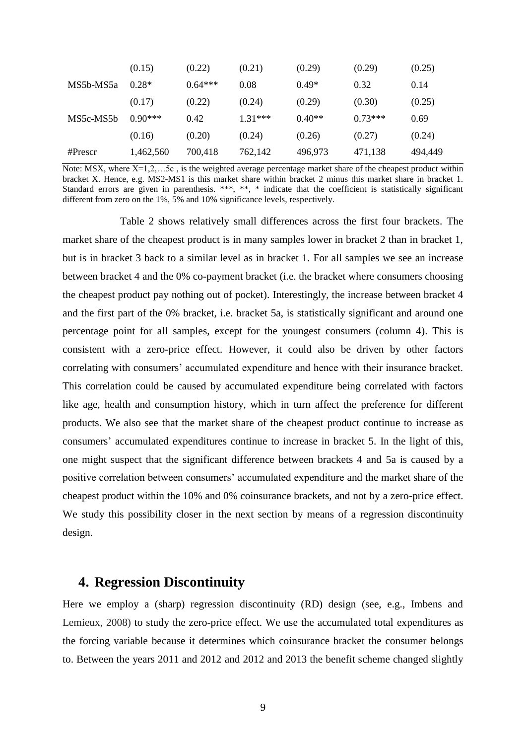| | | | | | | |
|---|---|---|---|---|---|---|
| | (0.15) | (0.22) | (0.21) | (0.29) | (0.29) | (0.25) |
| MS5b-MS5a | 0.28* | 0.64*** | 0.08 | 0.49* | 0.32 | 0.14 |
| | (0.17) | (0.22) | (0.24) | (0.29) | (0.30) | (0.25) |
| MS5c-MS5b | 0.90*** | 0.42 | 1.31*** | 0.40** | 0.73*** | 0.69 |
| | (0.16) | (0.20) | (0.24) | (0.26) | (0.27) | (0.24) |
| #Prescr | 1,462,560 | 700,418 | 762,142 | 496,973 | 471,138 | 494,449 |

Note: MSX, where X=1,2,…5c , is the weighted average percentage market share of the cheapest product within bracket X. Hence, e.g. MS2-MS1 is this market share within bracket 2 minus this market share in bracket 1. Standard errors are given in parenthesis. ***, **, * indicate that the coefficient is statistically significant different from zero on the 1%, 5% and 10% significance levels, respectively.

Table 2 shows relatively small differences across the first four brackets. The market share of the cheapest product is in many samples lower in bracket 2 than in bracket 1, but is in bracket 3 back to a similar level as in bracket 1. For all samples we see an increase between bracket 4 and the 0% co-payment bracket (i.e. the bracket where consumers choosing the cheapest product pay nothing out of pocket). Interestingly, the increase between bracket 4 and the first part of the 0% bracket, i.e. bracket 5a, is statistically significant and around one percentage point for all samples, except for the youngest consumers (column 4). This is consistent with a zero-price effect. However, it could also be driven by other factors correlating with consumers' accumulated expenditure and hence with their insurance bracket. This correlation could be caused by accumulated expenditure being correlated with factors like age, health and consumption history, which in turn affect the preference for different products. We also see that the market share of the cheapest product continue to increase as consumers' accumulated expenditures continue to increase in bracket 5. In the light of this, one might suspect that the significant difference between brackets 4 and 5a is caused by a positive correlation between consumers' accumulated expenditure and the market share of the cheapest product within the 10% and 0% coinsurance brackets, and not by a zero-price effect. We study this possibility closer in the next section by means of a regression discontinuity design.

## 4. Regression Discontinuity

Here we employ a (sharp) regression discontinuity (RD) design (see, e.g., Imbens and Lemieux, 2008) to study the zero-price effect. We use the accumulated total expenditures as the forcing variable because it determines which coinsurance bracket the consumer belongs to. Between the years 2011 and 2012 and 2012 and 2013 the benefit scheme changed slightly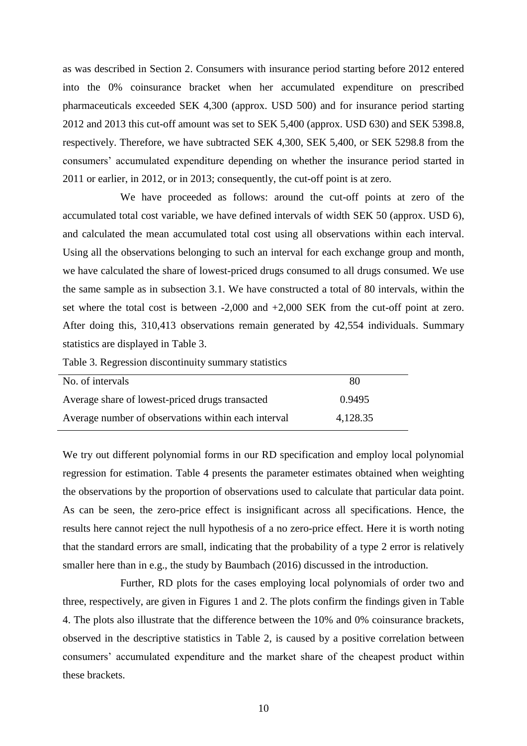as was described in Section 2. Consumers with insurance period starting before 2012 entered into the 0% coinsurance bracket when her accumulated expenditure on prescribed pharmaceuticals exceeded SEK 4,300 (approx. USD 500) and for insurance period starting 2012 and 2013 this cut-off amount was set to SEK 5,400 (approx. USD 630) and SEK 5398.8, respectively. Therefore, we have subtracted SEK 4,300, SEK 5,400, or SEK 5298.8 from the consumers' accumulated expenditure depending on whether the insurance period started in 2011 or earlier, in 2012, or in 2013; consequently, the cut-off point is at zero.

We have proceeded as follows: around the cut-off points at zero of the accumulated total cost variable, we have defined intervals of width SEK 50 (approx. USD 6), and calculated the mean accumulated total cost using all observations within each interval. Using all the observations belonging to such an interval for each exchange group and month, we have calculated the share of lowest-priced drugs consumed to all drugs consumed. We use the same sample as in subsection 3.1. We have constructed a total of 80 intervals, within the set where the total cost is between -2,000 and +2,000 SEK from the cut-off point at zero. After doing this, 310,413 observations remain generated by 42,554 individuals. Summary statistics are displayed in Table 3.

Table 3. Regression discontinuity summary statistics

| | |
|---|---|
| No. of intervals | 80 |
| Average share of lowest-priced drugs transacted | 0.9495 |
| Average number of observations within each interval | 4,128.35 |

We try out different polynomial forms in our RD specification and employ local polynomial regression for estimation. Table 4 presents the parameter estimates obtained when weighting the observations by the proportion of observations used to calculate that particular data point. As can be seen, the zero-price effect is insignificant across all specifications. Hence, the results here cannot reject the null hypothesis of a no zero-price effect. Here it is worth noting that the standard errors are small, indicating that the probability of a type 2 error is relatively smaller here than in e.g., the study by Baumbach (2016) discussed in the introduction.

Further, RD plots for the cases employing local polynomials of order two and three, respectively, are given in Figures 1 and 2. The plots confirm the findings given in Table 4. The plots also illustrate that the difference between the 10% and 0% coinsurance brackets, observed in the descriptive statistics in Table 2, is caused by a positive correlation between consumers' accumulated expenditure and the market share of the cheapest product within these brackets.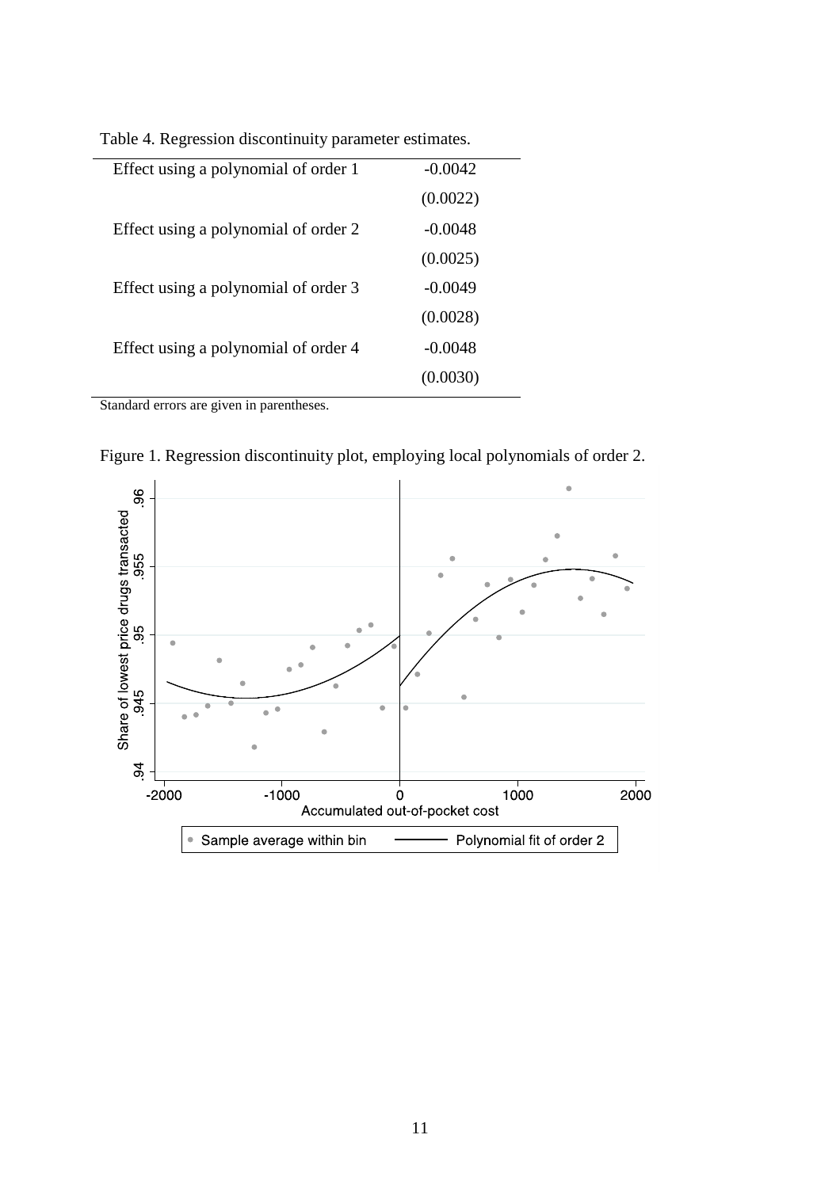Table 4. Regression discontinuity parameter estimates.

| | |
|---|---|
| Effect using a polynomial of order 1 | -0.0042 |
| | (0.0022) |
| Effect using a polynomial of order 2 | -0.0048 |
| | (0.0025) |
| Effect using a polynomial of order 3 | -0.0049 |
| | (0.0028) |
| Effect using a polynomial of order 4 | -0.0048 |
| | (0.0030) |

Standard errors are given in parentheses.

Figure 1. Regression discontinuity plot, employing local polynomials of order 2.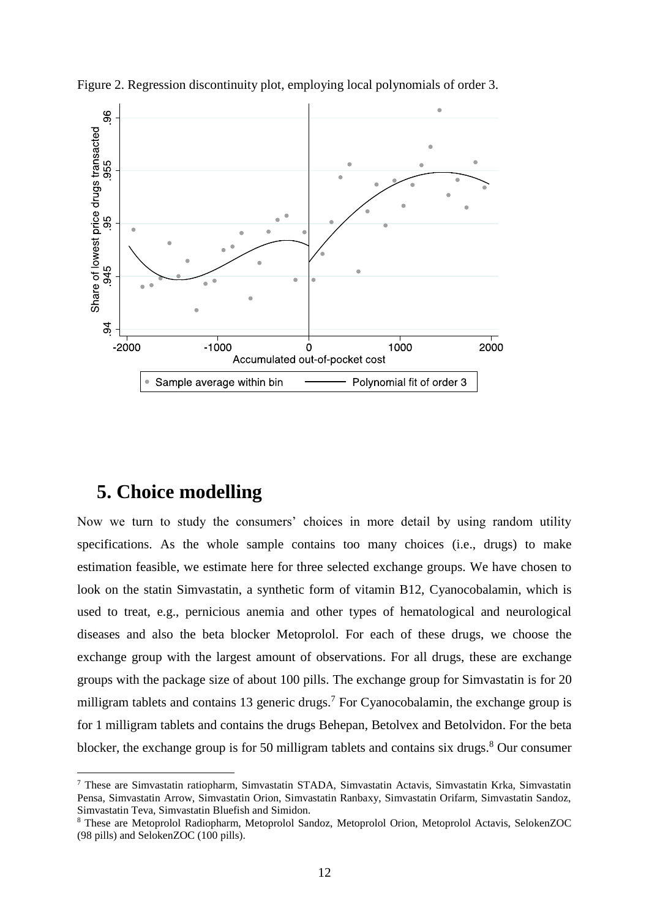Figure 2. Regression discontinuity plot, employing local polynomials of order 3.

## 5. Choice modelling

Now we turn to study the consumers' choices in more detail by using random utility specifications. As the whole sample contains too many choices (i.e., drugs) to make estimation feasible, we estimate here for three selected exchange groups. We have chosen to look on the statin Simvastatin, a synthetic form of vitamin B12, Cyanocobalamin, which is used to treat, e.g., pernicious anemia and other types of hematological and neurological diseases and also the beta blocker Metoprolol. For each of these drugs, we choose the exchange group with the largest amount of observations. For all drugs, these are exchange groups with the package size of about 100 pills. The exchange group for Simvastatin is for 20 milligram tablets and contains 13 generic drugs.[7] For Cyanocobalamin, the exchange group is for 1 milligram tablets and contains the drugs Behepan, Betolvex and Betolvidon. For the beta blocker, the exchange group is for 50 milligram tablets and contains six drugs.[8] Our consumer

[7] These are Simvastatin ratiopharm, Simvastatin STADA, Simvastatin Actavis, Simvastatin Krka, Simvastatin Pensa, Simvastatin Arrow, Simvastatin Orion, Simvastatin Ranbaxy, Simvastatin Orifarm, Simvastatin Sandoz, Simvastatin Teva, Simvastatin Bluefish and Simidon.

[8] These are Metoprolol Radiopharm, Metoprolol Sandoz, Metoprolol Orion, Metoprolol Actavis, SelokenZOC (98 pills) and SelokenZOC (100 pills).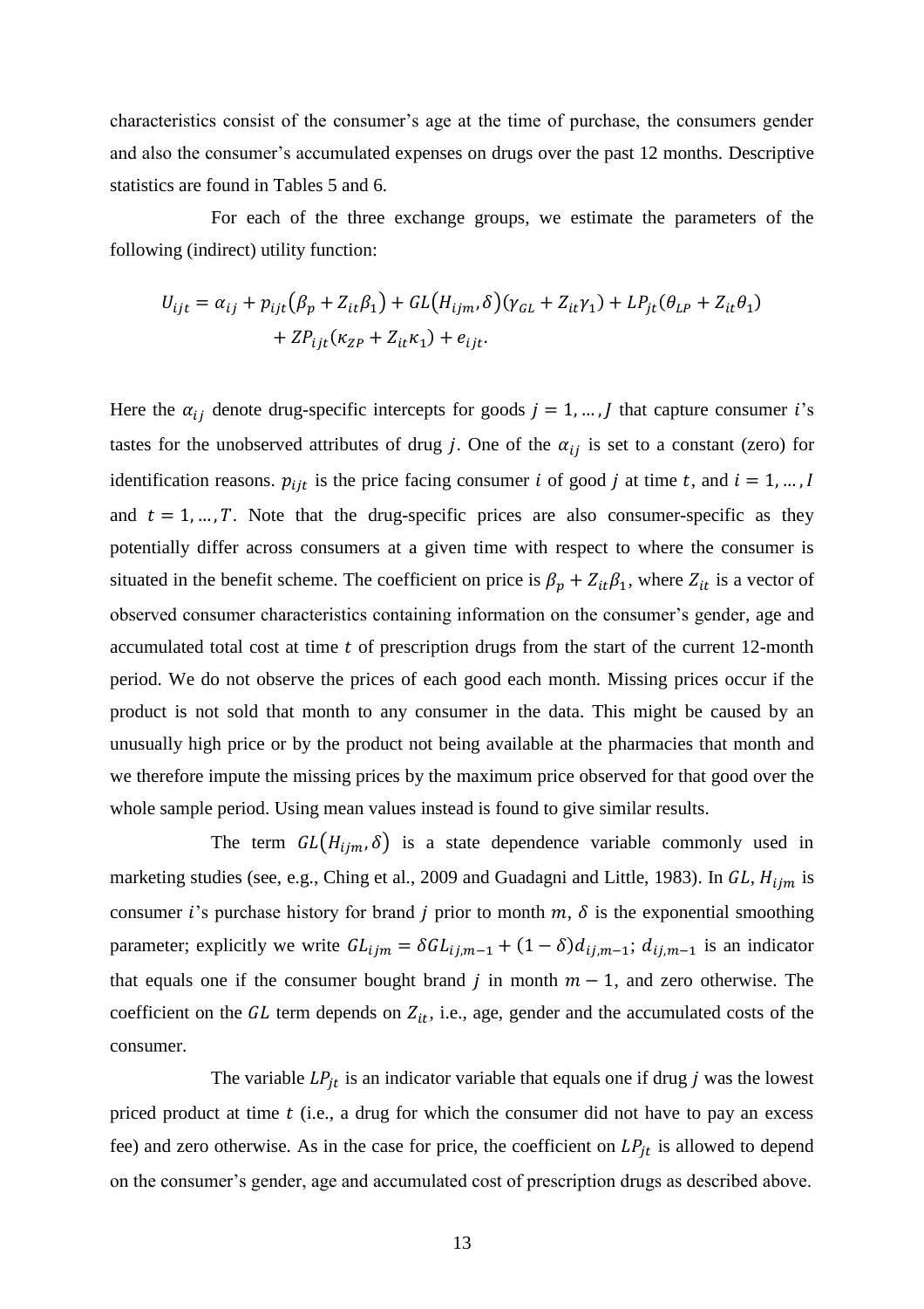characteristics consist of the consumer's age at the time of purchase, the consumers gender and also the consumer's accumulated expenses on drugs over the past 12 months. Descriptive statistics are found in Tables 5 and 6.

For each of the three exchange groups, we estimate the parameters of the following (indirect) utility function:

$$U_{ijt} = \alpha_{ij} + p_{ijt}\left(\beta_p + Z_{it}\beta_1\right) + GL\left(H_{ijm}, \delta\right)\left(\gamma_{GL} + Z_{it}\gamma_1\right) + LP_{jt}\left(\theta_{LP} + Z_{it}\theta_1\right) + ZP_{ijt}\left(\kappa_{ZP} + Z_{it}\kappa_1\right) + e_{ijt}.$$

Here the $\alpha_{ij}$ denote drug-specific intercepts for goods $j = 1, \ldots, J$ that capture consumer $i$'s tastes for the unobserved attributes of drug $j$. One of the $\alpha_{ij}$ is set to a constant (zero) for identification reasons. $p_{ijt}$ is the price facing consumer $i$ of good $j$ at time $t$, and $i = 1, \ldots, I$ and $t = 1, \ldots, T$. Note that the drug-specific prices are also consumer-specific as they potentially differ across consumers at a given time with respect to where the consumer is situated in the benefit scheme. The coefficient on price is $\beta_p + Z_{it}\beta_1$, where $Z_{it}$ is a vector of observed consumer characteristics containing information on the consumer's gender, age and accumulated total cost at time $t$ of prescription drugs from the start of the current 12-month period. We do not observe the prices of each good each month. Missing prices occur if the product is not sold that month to any consumer in the data. This might be caused by an unusually high price or by the product not being available at the pharmacies that month and we therefore impute the missing prices by the maximum price observed for that good over the whole sample period. Using mean values instead is found to give similar results.

The term $GL\left(H_{ijm}, \delta\right)$ is a state dependence variable commonly used in marketing studies (see, e.g., Ching et al., 2009 and Guadagni and Little, 1983). In $GL$, $H_{ijm}$ is consumer $i$'s purchase history for brand $j$ prior to month $m$, $\delta$ is the exponential smoothing parameter; explicitly we write $GL_{ijm} = \delta GL_{ij,m-1} + (1 - \delta)d_{ij,m-1}$; $d_{ij,m-1}$ is an indicator that equals one if the consumer bought brand $j$ in month $m - 1$, and zero otherwise. The coefficient on the $GL$ term depends on $Z_{it}$, i.e., age, gender and the accumulated costs of the consumer.

The variable $LP_{jt}$ is an indicator variable that equals one if drug $j$ was the lowest priced product at time $t$ (i.e., a drug for which the consumer did not have to pay an excess fee) and zero otherwise. As in the case for price, the coefficient on $LP_{jt}$ is allowed to depend on the consumer's gender, age and accumulated cost of prescription drugs as described above.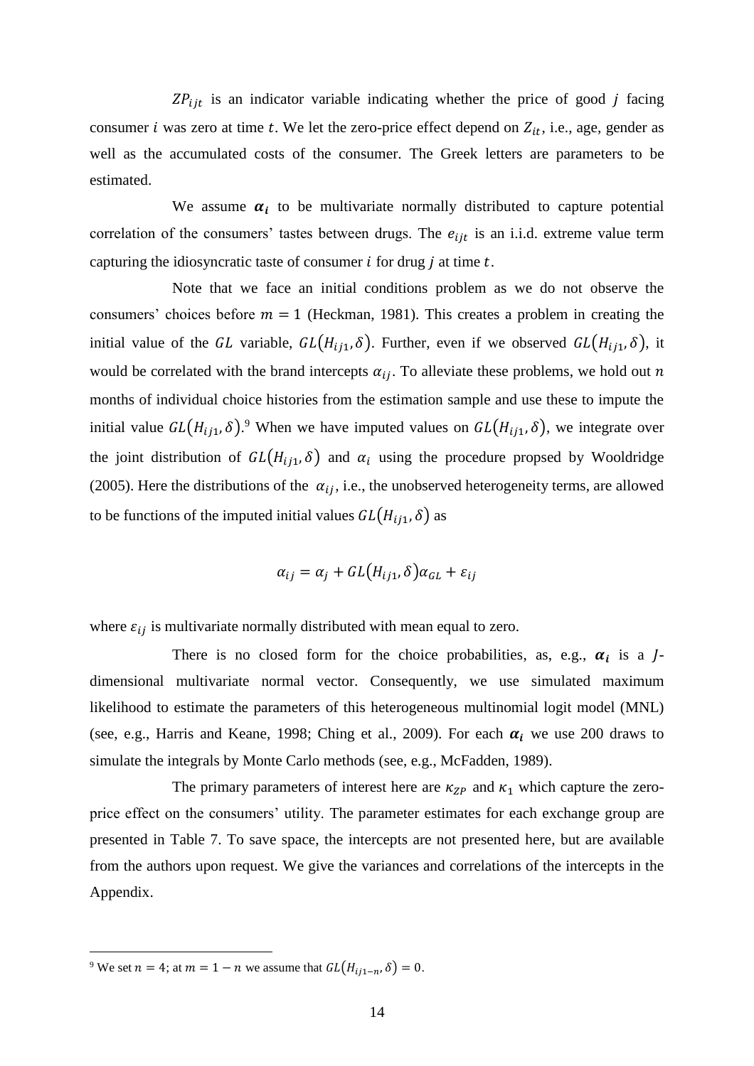$ZP_{ijt}$ is an indicator variable indicating whether the price of good $j$ facing consumer $i$ was zero at time $t$. We let the zero-price effect depend on $Z_{it}$, i.e., age, gender as well as the accumulated costs of the consumer. The Greek letters are parameters to be estimated.

We assume $\boldsymbol{\alpha_i}$ to be multivariate normally distributed to capture potential correlation of the consumers' tastes between drugs. The $e_{ijt}$ is an i.i.d. extreme value term capturing the idiosyncratic taste of consumer $i$ for drug $j$ at time $t$.

Note that we face an initial conditions problem as we do not observe the consumers' choices before $m = 1$ (Heckman, 1981). This creates a problem in creating the initial value of the $GL$ variable, $GL(H_{ij1}, \delta)$. Further, even if we observed $GL(H_{ij1}, \delta)$, it would be correlated with the brand intercepts $\alpha_{ij}$. To alleviate these problems, we hold out $n$ months of individual choice histories from the estimation sample and use these to impute the initial value $GL(H_{ij1}, \delta)$.[9] When we have imputed values on $GL(H_{ij1}, \delta)$, we integrate over the joint distribution of $GL(H_{ij1}, \delta)$ and $\alpha_i$ using the procedure propsed by Wooldridge (2005). Here the distributions of the $\alpha_{ij}$, i.e., the unobserved heterogeneity terms, are allowed to be functions of the imputed initial values $GL(H_{ij1}, \delta)$ as

$$\alpha_{ij} = \alpha_j + GL(H_{ij1}, \delta)\alpha_{GL} + \varepsilon_{ij}$$

where $\varepsilon_{ij}$ is multivariate normally distributed with mean equal to zero.

There is no closed form for the choice probabilities, as, e.g., $\boldsymbol{\alpha_i}$ is a $J$-dimensional multivariate normal vector. Consequently, we use simulated maximum likelihood to estimate the parameters of this heterogeneous multinomial logit model (MNL) (see, e.g., Harris and Keane, 1998; Ching et al., 2009). For each $\boldsymbol{\alpha_i}$ we use 200 draws to simulate the integrals by Monte Carlo methods (see, e.g., McFadden, 1989).

The primary parameters of interest here are $\kappa_{ZP}$ and $\kappa_1$ which capture the zero-price effect on the consumers' utility. The parameter estimates for each exchange group are presented in Table 7. To save space, the intercepts are not presented here, but are available from the authors upon request. We give the variances and correlations of the intercepts in the Appendix.

[9] We set $n = 4$; at $m = 1 - n$ we assume that $GL(H_{ij1-n}, \delta) = 0$.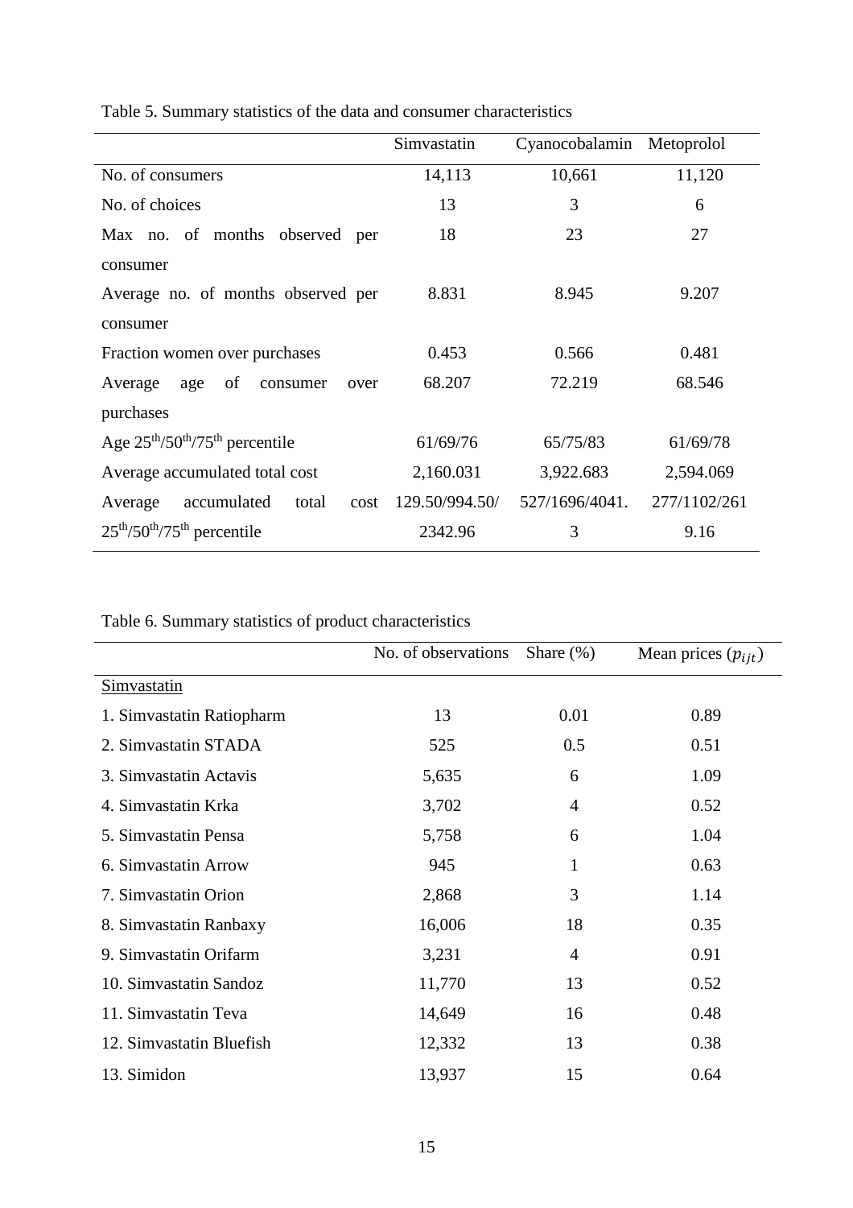Table 5. Summary statistics of the data and consumer characteristics

| | Simvastatin | Cyanocobalamin | Metoprolol |
|---|---|---|---|
| No. of consumers | 14,113 | 10,661 | 11,120 |
| No. of choices | 13 | 3 | 6 |
| Max no. of months observed per consumer | 18 | 23 | 27 |
| Average no. of months observed per consumer | 8.831 | 8.945 | 9.207 |
| Fraction women over purchases | 0.453 | 0.566 | 0.481 |
| Average age of consumer over purchases | 68.207 | 72.219 | 68.546 |
| Age 25th/50th/75th percentile | 61/69/76 | 65/75/83 | 61/69/78 |
| Average accumulated total cost | 2,160.031 | 3,922.683 | 2,594.069 |
| Average accumulated total cost 25th/50th/75th percentile | 129.50/994.50/2342.96 | 527/1696/4041.3 | 277/1102/2619.16 |

Table 6. Summary statistics of product characteristics

| | No. of observations | Share (%) | Mean prices ($p_{ijt}$) |
|---|---|---|---|
| Simvastatin | | | |
| 1. Simvastatin Ratiopharm | 13 | 0.01 | 0.89 |
| 2. Simvastatin STADA | 525 | 0.5 | 0.51 |
| 3. Simvastatin Actavis | 5,635 | 6 | 1.09 |
| 4. Simvastatin Krka | 3,702 | 4 | 0.52 |
| 5. Simvastatin Pensa | 5,758 | 6 | 1.04 |
| 6. Simvastatin Arrow | 945 | 1 | 0.63 |
| 7. Simvastatin Orion | 2,868 | 3 | 1.14 |
| 8. Simvastatin Ranbaxy | 16,006 | 18 | 0.35 |
| 9. Simvastatin Orifarm | 3,231 | 4 | 0.91 |
| 10. Simvastatin Sandoz | 11,770 | 13 | 0.52 |
| 11. Simvastatin Teva | 14,649 | 16 | 0.48 |
| 12. Simvastatin Bluefish | 12,332 | 13 | 0.38 |
| 13. Simidon | 13,937 | 15 | 0.64 |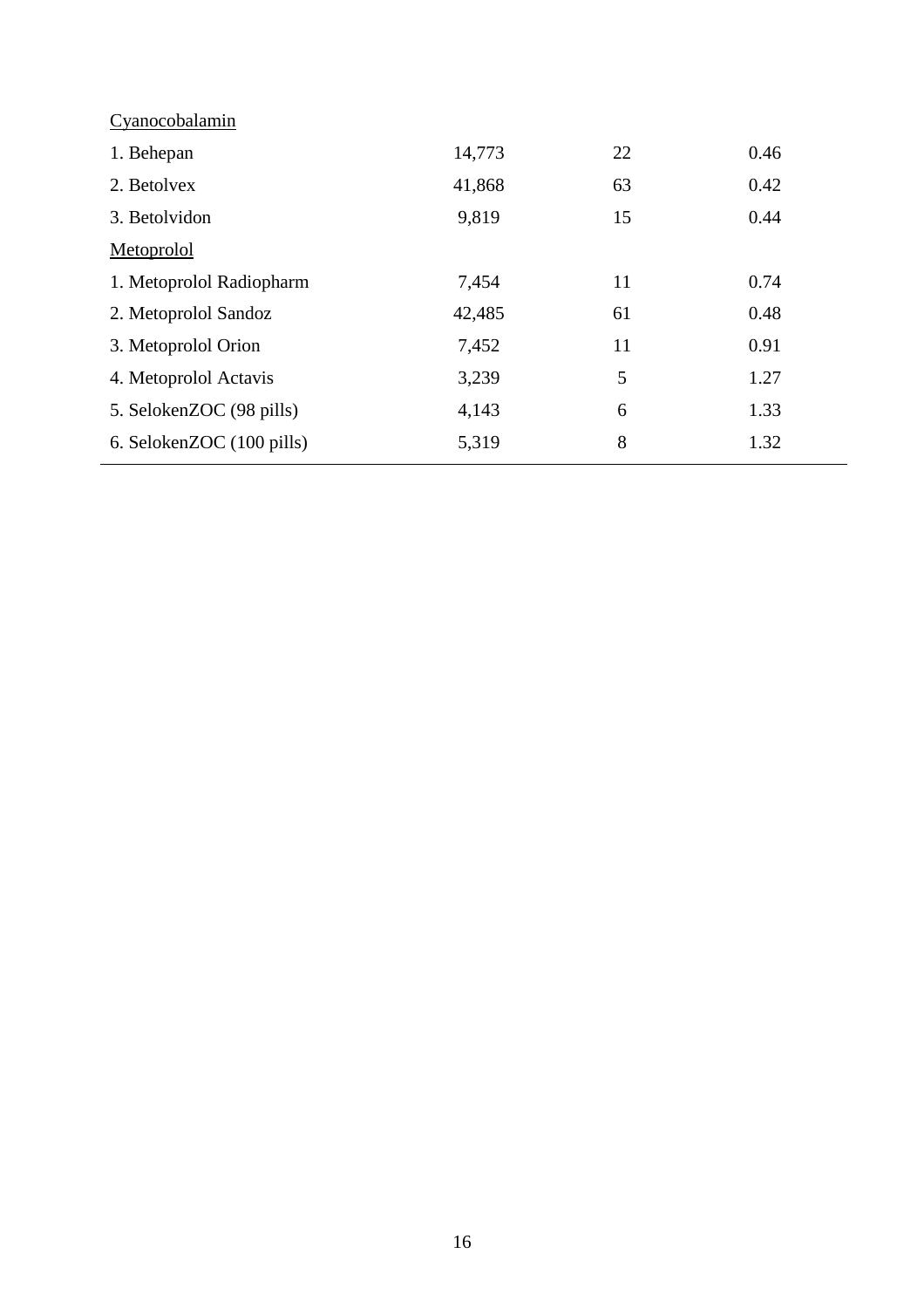| | | | |
|---|---|---|---|
| Cyanocobalamin | | | |
| 1. Behepan | 14,773 | 22 | 0.46 |
| 2. Betolvex | 41,868 | 63 | 0.42 |
| 3. Betolvidon | 9,819 | 15 | 0.44 |
| Metoprolol | | | |
| 1. Metoprolol Radiopharm | 7,454 | 11 | 0.74 |
| 2. Metoprolol Sandoz | 42,485 | 61 | 0.48 |
| 3. Metoprolol Orion | 7,452 | 11 | 0.91 |
| 4. Metoprolol Actavis | 3,239 | 5 | 1.27 |
| 5. SelokenZOC (98 pills) | 4,143 | 6 | 1.33 |
| 6. SelokenZOC (100 pills) | 5,319 | 8 | 1.32 |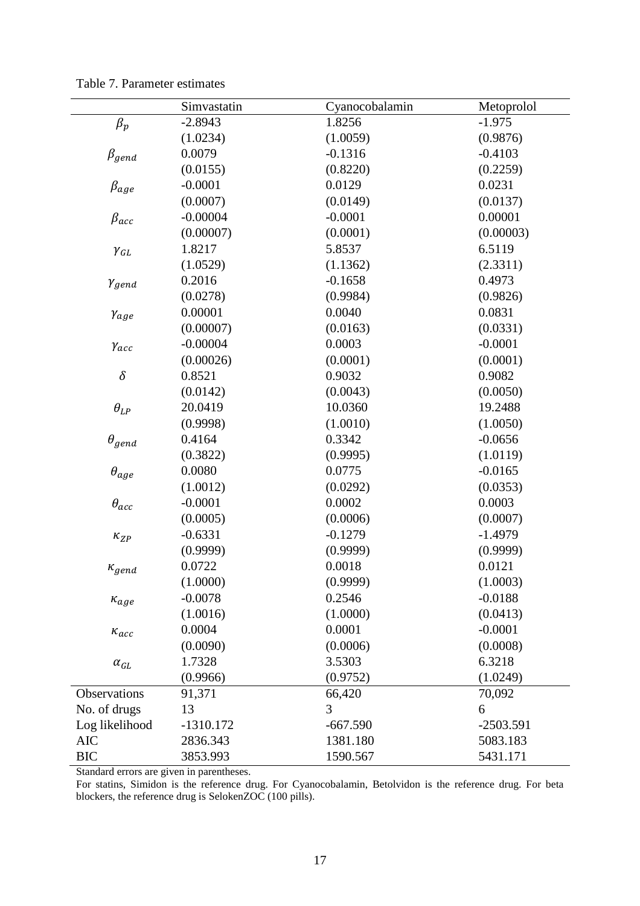Table 7. Parameter estimates

| | Simvastatin | Cyanocobalamin | Metoprolol |
|---|---|---|---|
| $\beta_p$ | -2.8943 | 1.8256 | -1.975 |
| | (1.0234) | (1.0059) | (0.9876) |
| $\beta_{gend}$ | 0.0079 | -0.1316 | -0.4103 |
| | (0.0155) | (0.8220) | (0.2259) |
| $\beta_{age}$ | -0.0001 | 0.0129 | 0.0231 |
| | (0.0007) | (0.0149) | (0.0137) |
| $\beta_{acc}$ | -0.00004 | -0.0001 | 0.00001 |
| | (0.00007) | (0.0001) | (0.00003) |
| $\gamma_{GL}$ | 1.8217 | 5.8537 | 6.5119 |
| | (1.0529) | (1.1362) | (2.3311) |
| $\gamma_{gend}$ | 0.2016 | -0.1658 | 0.4973 |
| | (0.0278) | (0.9984) | (0.9826) |
| $\gamma_{age}$ | 0.00001 | 0.0040 | 0.0831 |
| | (0.00007) | (0.0163) | (0.0331) |
| $\gamma_{acc}$ | -0.00004 | 0.0003 | -0.0001 |
| | (0.00026) | (0.0001) | (0.0001) |
| $\delta$ | 0.8521 | 0.9032 | 0.9082 |
| | (0.0142) | (0.0043) | (0.0050) |
| $\theta_{LP}$ | 20.0419 | 10.0360 | 19.2488 |
| | (0.9998) | (1.0010) | (1.0050) |
| $\theta_{gend}$ | 0.4164 | 0.3342 | -0.0656 |
| | (0.3822) | (0.9995) | (1.0119) |
| $\theta_{age}$ | 0.0080 | 0.0775 | -0.0165 |
| | (1.0012) | (0.0292) | (0.0353) |
| $\theta_{acc}$ | -0.0001 | 0.0002 | 0.0003 |
| | (0.0005) | (0.0006) | (0.0007) |
| $\kappa_{ZP}$ | -0.6331 | -0.1279 | -1.4979 |
| | (0.9999) | (0.9999) | (0.9999) |
| $\kappa_{gend}$ | 0.0722 | 0.0018 | 0.0121 |
| | (1.0000) | (0.9999) | (1.0003) |
| $\kappa_{age}$ | -0.0078 | 0.2546 | -0.0188 |
| | (1.0016) | (1.0000) | (0.0413) |
| $\kappa_{acc}$ | 0.0004 | 0.0001 | -0.0001 |
| | (0.0090) | (0.0006) | (0.0008) |
| $\alpha_{GL}$ | 1.7328 | 3.5303 | 6.3218 |
| | (0.9966) | (0.9752) | (1.0249) |
| Observations | 91,371 | 66,420 | 70,092 |
| No. of drugs | 13 | 3 | 6 |
| Log likelihood | -1310.172 | -667.590 | -2503.591 |
| AIC | 2836.343 | 1381.180 | 5083.183 |
| BIC | 3853.993 | 1590.567 | 5431.171 |

Standard errors are given in parentheses.

For statins, Simidon is the reference drug. For Cyanocobalamin, Betolvidon is the reference drug. For beta blockers, the reference drug is SelokenZOC (100 pills).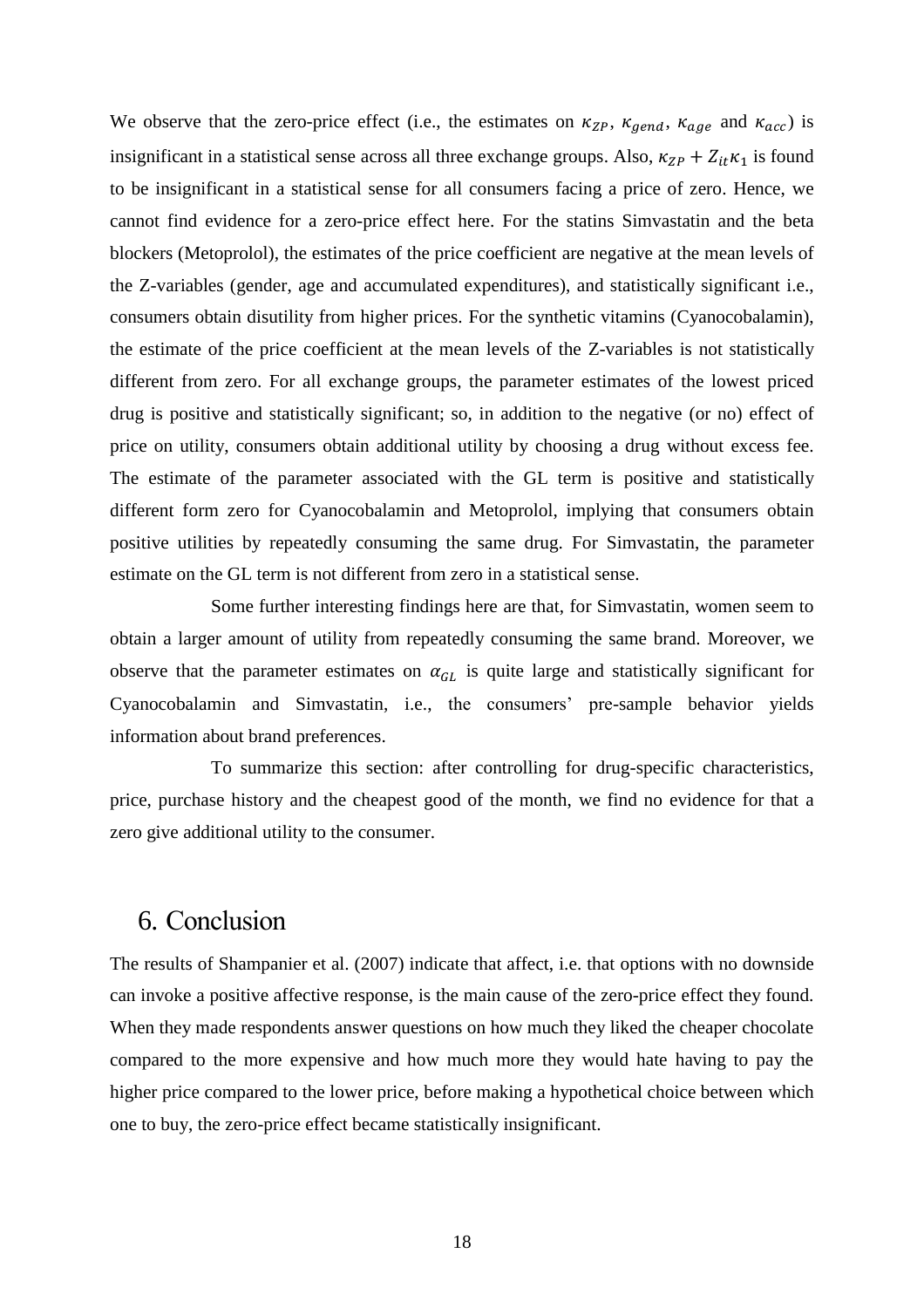We observe that the zero-price effect (i.e., the estimates on $\kappa_{ZP}$, $\kappa_{gend}$, $\kappa_{age}$ and $\kappa_{acc}$) is insignificant in a statistical sense across all three exchange groups. Also, $\kappa_{ZP} + Z_{it}\kappa_1$ is found to be insignificant in a statistical sense for all consumers facing a price of zero. Hence, we cannot find evidence for a zero-price effect here. For the statins Simvastatin and the beta blockers (Metoprolol), the estimates of the price coefficient are negative at the mean levels of the Z-variables (gender, age and accumulated expenditures), and statistically significant i.e., consumers obtain disutility from higher prices. For the synthetic vitamins (Cyanocobalamin), the estimate of the price coefficient at the mean levels of the Z-variables is not statistically different from zero. For all exchange groups, the parameter estimates of the lowest priced drug is positive and statistically significant; so, in addition to the negative (or no) effect of price on utility, consumers obtain additional utility by choosing a drug without excess fee. The estimate of the parameter associated with the GL term is positive and statistically different form zero for Cyanocobalamin and Metoprolol, implying that consumers obtain positive utilities by repeatedly consuming the same drug. For Simvastatin, the parameter estimate on the GL term is not different from zero in a statistical sense.

Some further interesting findings here are that, for Simvastatin, women seem to obtain a larger amount of utility from repeatedly consuming the same brand. Moreover, we observe that the parameter estimates on $\alpha_{GL}$ is quite large and statistically significant for Cyanocobalamin and Simvastatin, i.e., the consumers' pre-sample behavior yields information about brand preferences.

To summarize this section: after controlling for drug-specific characteristics, price, purchase history and the cheapest good of the month, we find no evidence for that a zero give additional utility to the consumer.

# 6. Conclusion

The results of Shampanier et al. (2007) indicate that affect, i.e. that options with no downside can invoke a positive affective response, is the main cause of the zero-price effect they found. When they made respondents answer questions on how much they liked the cheaper chocolate compared to the more expensive and how much more they would hate having to pay the higher price compared to the lower price, before making a hypothetical choice between which one to buy, the zero-price effect became statistically insignificant.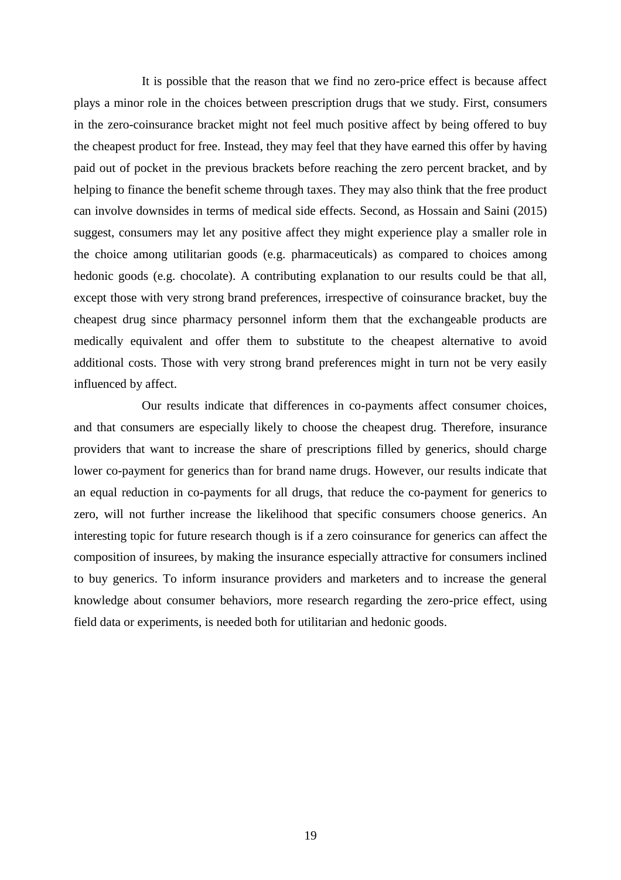It is possible that the reason that we find no zero-price effect is because affect plays a minor role in the choices between prescription drugs that we study. First, consumers in the zero-coinsurance bracket might not feel much positive affect by being offered to buy the cheapest product for free. Instead, they may feel that they have earned this offer by having paid out of pocket in the previous brackets before reaching the zero percent bracket, and by helping to finance the benefit scheme through taxes. They may also think that the free product can involve downsides in terms of medical side effects. Second, as Hossain and Saini (2015) suggest, consumers may let any positive affect they might experience play a smaller role in the choice among utilitarian goods (e.g. pharmaceuticals) as compared to choices among hedonic goods (e.g. chocolate). A contributing explanation to our results could be that all, except those with very strong brand preferences, irrespective of coinsurance bracket, buy the cheapest drug since pharmacy personnel inform them that the exchangeable products are medically equivalent and offer them to substitute to the cheapest alternative to avoid additional costs. Those with very strong brand preferences might in turn not be very easily influenced by affect.

Our results indicate that differences in co-payments affect consumer choices, and that consumers are especially likely to choose the cheapest drug. Therefore, insurance providers that want to increase the share of prescriptions filled by generics, should charge lower co-payment for generics than for brand name drugs. However, our results indicate that an equal reduction in co-payments for all drugs, that reduce the co-payment for generics to zero, will not further increase the likelihood that specific consumers choose generics. An interesting topic for future research though is if a zero coinsurance for generics can affect the composition of insurees, by making the insurance especially attractive for consumers inclined to buy generics. To inform insurance providers and marketers and to increase the general knowledge about consumer behaviors, more research regarding the zero-price effect, using field data or experiments, is needed both for utilitarian and hedonic goods.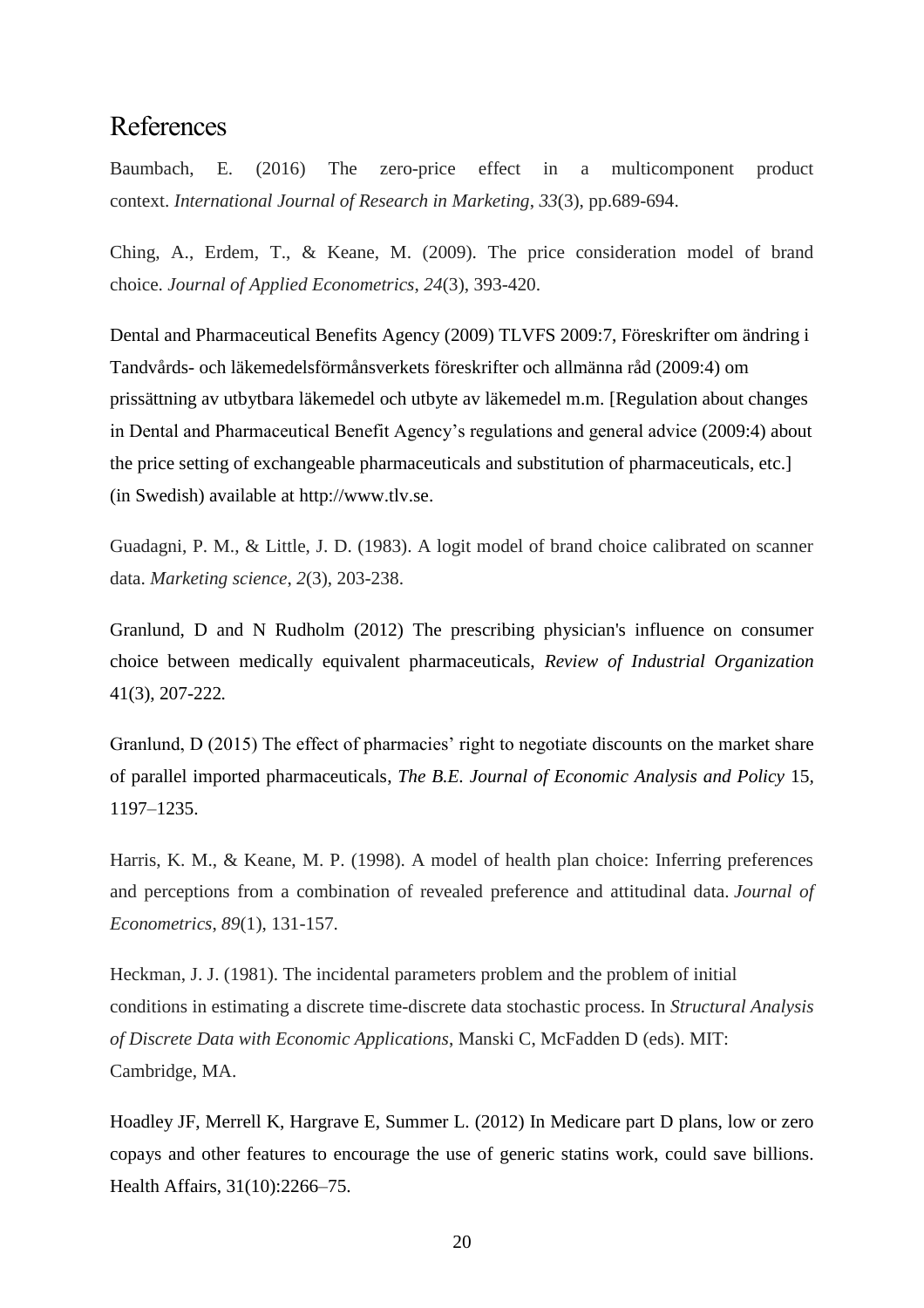# References

Baumbach, E. (2016) The zero-price effect in a multicomponent product context. *International Journal of Research in Marketing*, *33*(3), pp.689-694.

Ching, A., Erdem, T., & Keane, M. (2009). The price consideration model of brand choice. *Journal of Applied Econometrics*, *24*(3), 393-420.

Dental and Pharmaceutical Benefits Agency (2009) TLVFS 2009:7, Föreskrifter om ändring i Tandvårds- och läkemedelsförmånsverkets föreskrifter och allmänna råd (2009:4) om prissättning av utbytbara läkemedel och utbyte av läkemedel m.m. [Regulation about changes in Dental and Pharmaceutical Benefit Agency's regulations and general advice (2009:4) about the price setting of exchangeable pharmaceuticals and substitution of pharmaceuticals, etc.] (in Swedish) available at http://www.tlv.se.

Guadagni, P. M., & Little, J. D. (1983). A logit model of brand choice calibrated on scanner data. *Marketing science*, *2*(3), 203-238.

Granlund, D and N Rudholm (2012) The prescribing physician's influence on consumer choice between medically equivalent pharmaceuticals, *Review of Industrial Organization* 41(3), 207-222.

Granlund, D (2015) The effect of pharmacies' right to negotiate discounts on the market share of parallel imported pharmaceuticals, *The B.E. Journal of Economic Analysis and Policy* 15, 1197–1235.

Harris, K. M., & Keane, M. P. (1998). A model of health plan choice: Inferring preferences and perceptions from a combination of revealed preference and attitudinal data. *Journal of Econometrics*, *89*(1), 131-157.

Heckman, J. J. (1981). The incidental parameters problem and the problem of initial conditions in estimating a discrete time-discrete data stochastic process. In *Structural Analysis of Discrete Data with Economic Applications*, Manski C, McFadden D (eds). MIT: Cambridge, MA.

Hoadley JF, Merrell K, Hargrave E, Summer L. (2012) In Medicare part D plans, low or zero copays and other features to encourage the use of generic statins work, could save billions. Health Affairs, 31(10):2266–75.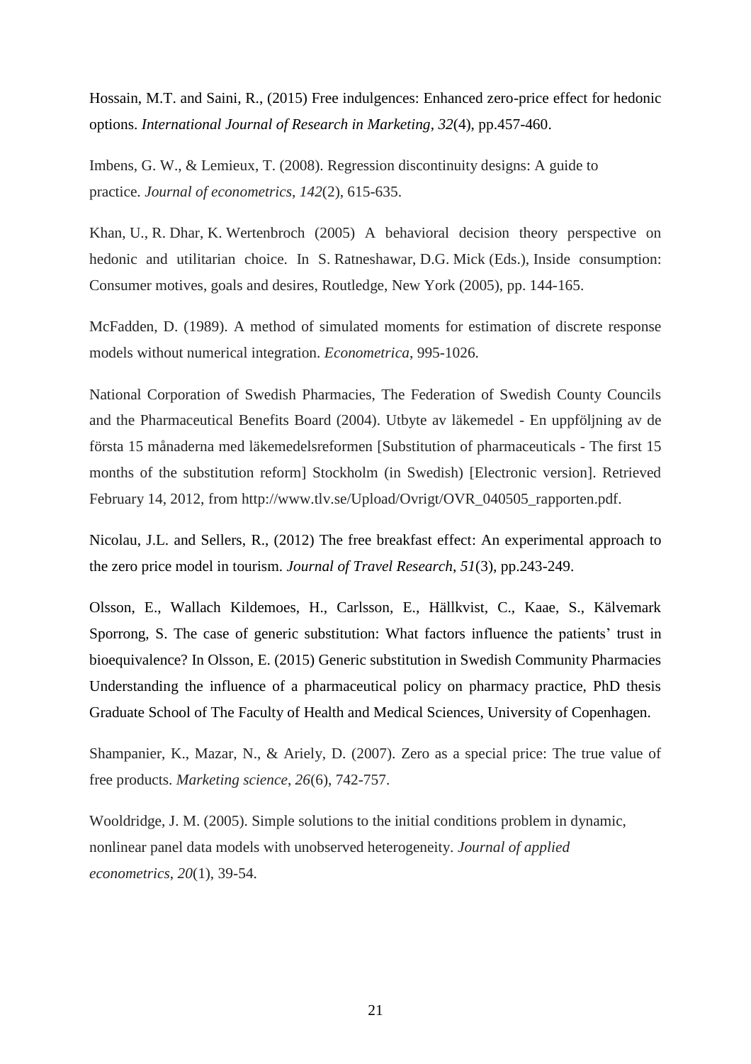Hossain, M.T. and Saini, R., (2015) Free indulgences: Enhanced zero-price effect for hedonic options. *International Journal of Research in Marketing*, *32*(4), pp.457-460.

Imbens, G. W., & Lemieux, T. (2008). Regression discontinuity designs: A guide to practice. *Journal of econometrics*, *142*(2), 615-635.

Khan, U., R. Dhar, K. Wertenbroch (2005) A behavioral decision theory perspective on hedonic and utilitarian choice. In S. Ratneshawar, D.G. Mick (Eds.), Inside consumption: Consumer motives, goals and desires, Routledge, New York (2005), pp. 144-165.

McFadden, D. (1989). A method of simulated moments for estimation of discrete response models without numerical integration. *Econometrica*, 995-1026.

National Corporation of Swedish Pharmacies, The Federation of Swedish County Councils and the Pharmaceutical Benefits Board (2004). Utbyte av läkemedel - En uppföljning av de första 15 månaderna med läkemedelsreformen [Substitution of pharmaceuticals - The first 15 months of the substitution reform] Stockholm (in Swedish) [Electronic version]. Retrieved February 14, 2012, from http://www.tlv.se/Upload/Ovrigt/OVR_040505_rapporten.pdf.

Nicolau, J.L. and Sellers, R., (2012) The free breakfast effect: An experimental approach to the zero price model in tourism. *Journal of Travel Research*, *51*(3), pp.243-249.

Olsson, E., Wallach Kildemoes, H., Carlsson, E., Hällkvist, C., Kaae, S., Kälvemark Sporrong, S. The case of generic substitution: What factors influence the patients' trust in bioequivalence? In Olsson, E. (2015) Generic substitution in Swedish Community Pharmacies Understanding the influence of a pharmaceutical policy on pharmacy practice, PhD thesis Graduate School of The Faculty of Health and Medical Sciences, University of Copenhagen.

Shampanier, K., Mazar, N., & Ariely, D. (2007). Zero as a special price: The true value of free products. *Marketing science*, *26*(6), 742-757.

Wooldridge, J. M. (2005). Simple solutions to the initial conditions problem in dynamic, nonlinear panel data models with unobserved heterogeneity. *Journal of applied econometrics*, *20*(1), 39-54.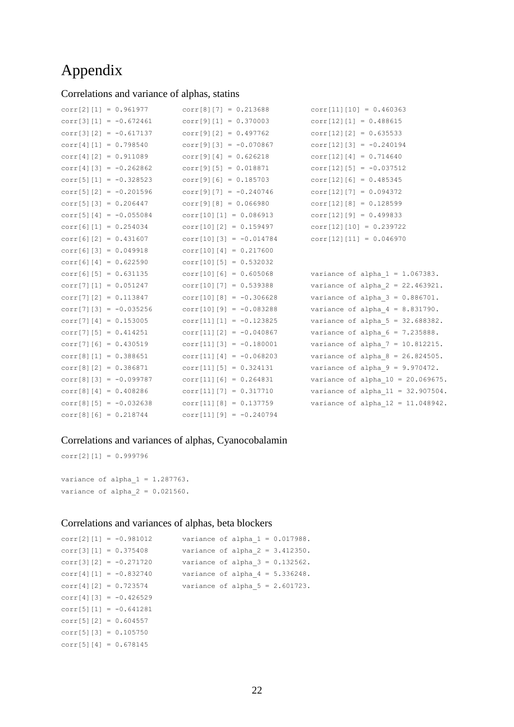# Appendix

## Correlations and variance of alphas, statins

```
corr[2][1] = 0.961977
corr[3][1] = -0.672461
corr[3][2] = -0.617137
corr[4][1] = 0.798540
corr[4][2] = 0.911089
corr[4][3] = -0.262862
corr[5][1] = -0.328523
corr[5][2] = -0.201596
corr[5][3] = 0.206447
corr[5][4] = -0.055084
corr[6][1] = 0.254034
corr[6][2] = 0.431607
corr[6][3] = 0.049918
corr[6][4] = 0.622590
corr[6][5] = 0.631135
corr[7][1] = 0.051247
corr[7][2] = 0.113847
corr[7][3] = -0.035256
corr[7][4] = 0.153005
corr[7][5] = 0.414251
corr[7][6] = 0.430519
corr[8][1] = 0.388651
corr[8][2] = 0.386871
corr[8][3] = -0.099787
corr[8][4] = 0.408286
corr[8][5] = -0.032638
corr[8][6] = 0.218744
corr[8][7] = 0.213688
corr[9][1] = 0.370003
corr[9][2] = 0.497762
corr[9][3] = -0.070867
corr[9][4] = 0.626218
corr[9][5] = 0.018871
corr[9][6] = 0.185703
corr[9][7] = -0.240746
corr[9][8] = 0.066980
corr[10][1] = 0.086913
corr[10][2] = 0.159497
corr[10][3] = -0.014784
corr[10][4] = 0.217600
corr[10][5] = 0.532032
corr[10][6] = 0.605068
corr[10][7] = 0.539388
corr[10][8] = -0.306628
corr[10][9] = -0.083288
corr[11][1] = -0.123825
corr[11][2] = -0.040867
corr[11][3] = -0.180001
corr[11][4] = -0.068203
corr[11][5] = 0.324131
corr[11][6] = 0.264831
corr[11][7] = 0.317710
corr[11][8] = 0.137759
corr[11][9] = -0.240794
corr[11][10] = 0.460363
corr[12][1] = 0.488615
corr[12][2] = 0.635533
corr[12][3] = -0.240194
corr[12][4] = 0.714640
corr[12][5] = -0.037512
corr[12][6] = 0.485345
corr[12][7] = 0.094372
corr[12][8] = 0.128599
corr[12][9] = 0.499833
corr[12][10] = 0.239722
corr[12][11] = 0.046970

variance of alpha_1 = 1.067383.
variance of alpha_2 = 22.463921.
variance of alpha_3 = 0.886701.
variance of alpha_4 = 8.831790.
variance of alpha_5 = 32.688382.
variance of alpha_6 = 7.235888.
variance of alpha_7 = 10.812215.
variance of alpha_8 = 26.824505.
variance of alpha_9 = 9.970472.
variance of alpha_10 = 20.069675.
variance of alpha_11 = 32.907504.
variance of alpha_12 = 11.048942.
```

## Correlations and variances of alphas, Cyanocobalamin

```
corr[2][1] = 0.999796

variance of alpha_1 = 1.287763.
variance of alpha_2 = 0.021560.
```

## Correlations and variances of alphas, beta blockers

```
corr[2][1] = -0.981012
corr[3][1] = 0.375408
corr[3][2] = -0.271720
corr[4][1] = -0.832740
corr[4][2] = 0.723574
corr[4][3] = -0.426529
corr[5][1] = -0.641281
corr[5][2] = 0.604557
corr[5][3] = 0.105750
corr[5][4] = 0.678145

variance of alpha_1 = 0.017988.
variance of alpha_2 = 3.412350.
variance of alpha_3 = 0.132562.
variance of alpha_4 = 5.336248.
variance of alpha_5 = 2.601723.
```